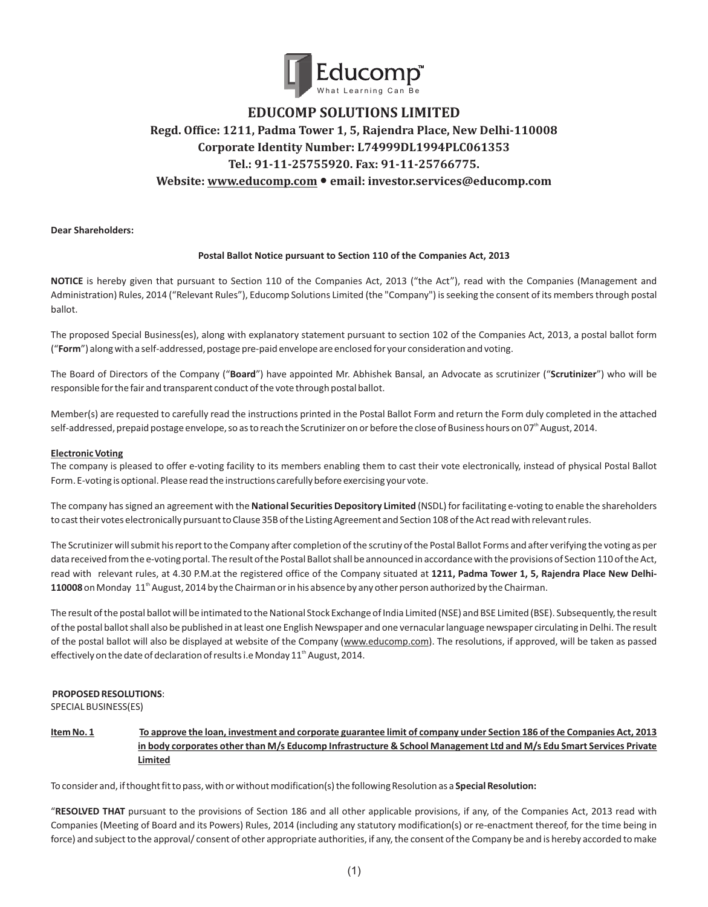# EDUCOMP SOLUTIONS LIMITED

**Regd. Office: 1211, Padma Tower 1, 5, Rajendra Place, New Delhi-110008**
**Corporate Identity Number: L74999DL1994PLC061353**
**Tel.: 91-11-25755920. Fax: 91-11-25766775.**
**Website: www.educomp.com • email: investor.services@educomp.com**

**Dear Shareholders:**

**Postal Ballot Notice pursuant to Section 110 of the Companies Act, 2013**

**NOTICE** is hereby given that pursuant to Section 110 of the Companies Act, 2013 ("the Act"), read with the Companies (Management and Administration) Rules, 2014 ("Relevant Rules"), Educomp Solutions Limited (the "Company") is seeking the consent of its members through postal ballot.

The proposed Special Business(es), along with explanatory statement pursuant to section 102 of the Companies Act, 2013, a postal ballot form ("**Form**") along with a self-addressed, postage pre-paid envelope are enclosed for your consideration and voting.

The Board of Directors of the Company ("**Board**") have appointed Mr. Abhishek Bansal, an Advocate as scrutinizer ("**Scrutinizer**") who will be responsible for the fair and transparent conduct of the vote through postal ballot.

Member(s) are requested to carefully read the instructions printed in the Postal Ballot Form and return the Form duly completed in the attached self-addressed, prepaid postage envelope, so as to reach the Scrutinizer on or before the close of Business hours on 07th August, 2014.

**Electronic Voting**

The company is pleased to offer e-voting facility to its members enabling them to cast their vote electronically, instead of physical Postal Ballot Form. E-voting is optional. Please read the instructions carefully before exercising your vote.

The company has signed an agreement with the **National Securities Depository Limited** (NSDL) for facilitating e-voting to enable the shareholders to cast their votes electronically pursuant to Clause 35B of the Listing Agreement and Section 108 of the Act read with relevant rules.

The Scrutinizer will submit his report to the Company after completion of the scrutiny of the Postal Ballot Forms and after verifying the voting as per data received from the e-voting portal. The result of the Postal Ballot shall be announced in accordance with the provisions of Section 110 of the Act, read with relevant rules, at 4.30 P.M.at the registered office of the Company situated at **1211, Padma Tower 1, 5, Rajendra Place New Delhi-110008** on Monday 11th August, 2014 by the Chairman or in his absence by any other person authorized by the Chairman.

The result of the postal ballot will be intimated to the National Stock Exchange of India Limited (NSE) and BSE Limited (BSE). Subsequently, the result of the postal ballot shall also be published in at least one English Newspaper and one vernacular language newspaper circulating in Delhi. The result of the postal ballot will also be displayed at website of the Company (www.educomp.com). The resolutions, if approved, will be taken as passed effectively on the date of declaration of results i.e Monday 11th August, 2014.

**PROPOSED RESOLUTIONS**:

SPECIAL BUSINESS(ES)

**Item No. 1 To approve the loan, investment and corporate guarantee limit of company under Section 186 of the Companies Act, 2013 in body corporates other than M/s Educomp Infrastructure & School Management Ltd and M/s Edu Smart Services Private Limited**

To consider and, if thought fit to pass, with or without modification(s) the following Resolution as a **Special Resolution:**

"**RESOLVED THAT** pursuant to the provisions of Section 186 and all other applicable provisions, if any, of the Companies Act, 2013 read with Companies (Meeting of Board and its Powers) Rules, 2014 (including any statutory modification(s) or re-enactment thereof, for the time being in force) and subject to the approval/ consent of other appropriate authorities, if any, the consent of the Company be and is hereby accorded to make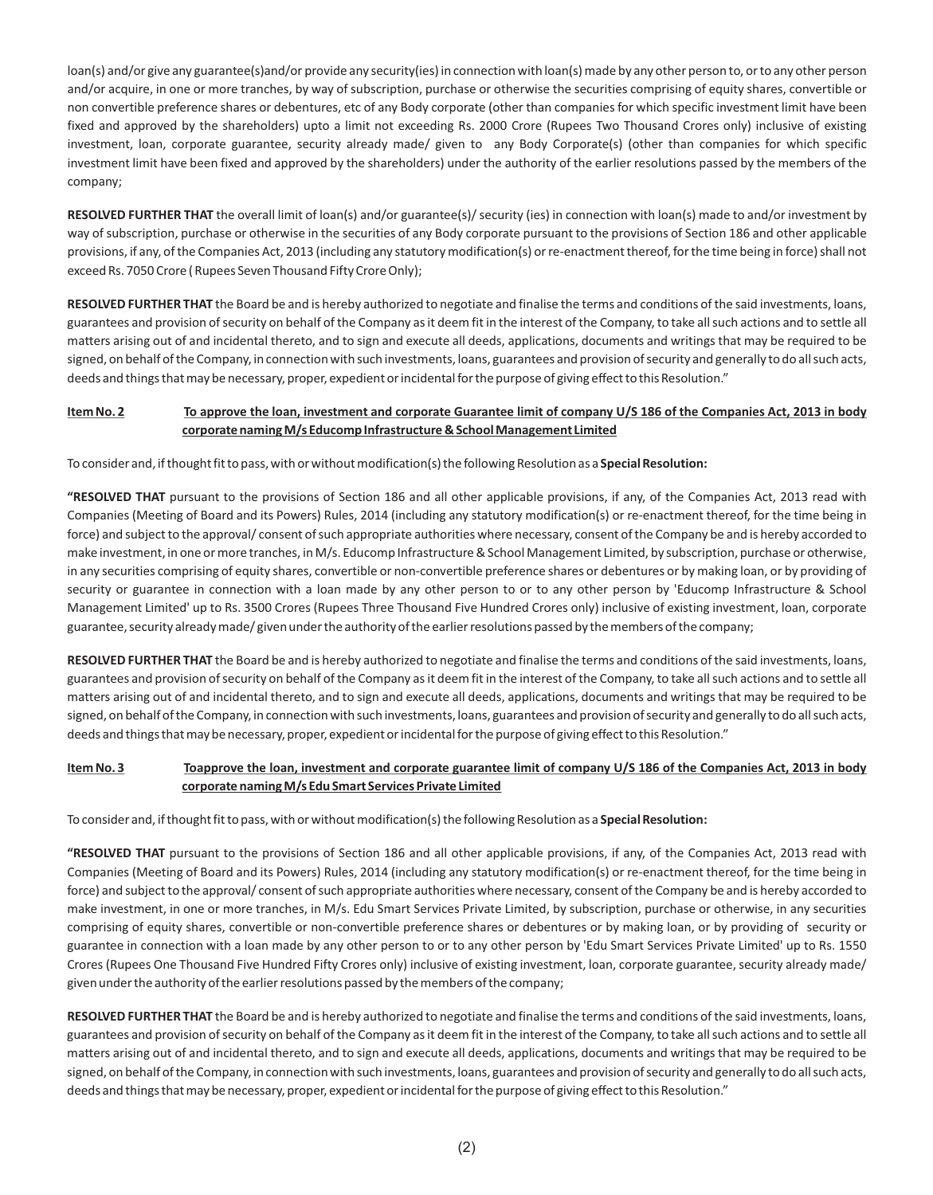loan(s) and/or give any guarantee(s)and/or provide any security(ies) in connection with loan(s) made by any other person to, or to any other person and/or acquire, in one or more tranches, by way of subscription, purchase or otherwise the securities comprising of equity shares, convertible or non convertible preference shares or debentures, etc of any Body corporate (other than companies for which specific investment limit have been fixed and approved by the shareholders) upto a limit not exceeding Rs. 2000 Crore (Rupees Two Thousand Crores only) inclusive of existing investment, loan, corporate guarantee, security already made/ given to any Body Corporate(s) (other than companies for which specific investment limit have been fixed and approved by the shareholders) under the authority of the earlier resolutions passed by the members of the company;

**RESOLVED FURTHER THAT** the overall limit of loan(s) and/or guarantee(s)/ security (ies) in connection with loan(s) made to and/or investment by way of subscription, purchase or otherwise in the securities of any Body corporate pursuant to the provisions of Section 186 and other applicable provisions, if any, of the Companies Act, 2013 (including any statutory modification(s) or re-enactment thereof, for the time being in force) shall not exceed Rs. 7050 Crore ( Rupees Seven Thousand Fifty Crore Only);

**RESOLVED FURTHER THAT** the Board be and is hereby authorized to negotiate and finalise the terms and conditions of the said investments, loans, guarantees and provision of security on behalf of the Company as it deem fit in the interest of the Company, to take all such actions and to settle all matters arising out of and incidental thereto, and to sign and execute all deeds, applications, documents and writings that may be required to be signed, on behalf of the Company, in connection with such investments, loans, guarantees and provision of security and generally to do all such acts, deeds and things that may be necessary, proper, expedient or incidental for the purpose of giving effect to this Resolution."

**Item No. 2 To approve the loan, investment and corporate Guarantee limit of company U/S 186 of the Companies Act, 2013 in body corporate naming M/s Educomp Infrastructure & School Management Limited**

To consider and, if thought fit to pass, with or without modification(s) the following Resolution as a **Special Resolution:**

**"RESOLVED THAT** pursuant to the provisions of Section 186 and all other applicable provisions, if any, of the Companies Act, 2013 read with Companies (Meeting of Board and its Powers) Rules, 2014 (including any statutory modification(s) or re-enactment thereof, for the time being in force) and subject to the approval/ consent of such appropriate authorities where necessary, consent of the Company be and is hereby accorded to make investment, in one or more tranches, in M/s. Educomp Infrastructure & School Management Limited, by subscription, purchase or otherwise, in any securities comprising of equity shares, convertible or non-convertible preference shares or debentures or by making loan, or by providing of security or guarantee in connection with a loan made by any other person to or to any other person by 'Educomp Infrastructure & School Management Limited' up to Rs. 3500 Crores (Rupees Three Thousand Five Hundred Crores only) inclusive of existing investment, loan, corporate guarantee, security already made/ given under the authority of the earlier resolutions passed by the members of the company;

**RESOLVED FURTHER THAT** the Board be and is hereby authorized to negotiate and finalise the terms and conditions of the said investments, loans, guarantees and provision of security on behalf of the Company as it deem fit in the interest of the Company, to take all such actions and to settle all matters arising out of and incidental thereto, and to sign and execute all deeds, applications, documents and writings that may be required to be signed, on behalf of the Company, in connection with such investments, loans, guarantees and provision of security and generally to do all such acts, deeds and things that may be necessary, proper, expedient or incidental for the purpose of giving effect to this Resolution."

**Item No. 3 Toapprove the loan, investment and corporate guarantee limit of company U/S 186 of the Companies Act, 2013 in body corporate naming M/s Edu Smart Services Private Limited**

To consider and, if thought fit to pass, with or without modification(s) the following Resolution as a **Special Resolution:**

**"RESOLVED THAT** pursuant to the provisions of Section 186 and all other applicable provisions, if any, of the Companies Act, 2013 read with Companies (Meeting of Board and its Powers) Rules, 2014 (including any statutory modification(s) or re-enactment thereof, for the time being in force) and subject to the approval/ consent of such appropriate authorities where necessary, consent of the Company be and is hereby accorded to make investment, in one or more tranches, in M/s. Edu Smart Services Private Limited, by subscription, purchase or otherwise, in any securities comprising of equity shares, convertible or non-convertible preference shares or debentures or by making loan, or by providing of security or guarantee in connection with a loan made by any other person to or to any other person by 'Edu Smart Services Private Limited' up to Rs. 1550 Crores (Rupees One Thousand Five Hundred Fifty Crores only) inclusive of existing investment, loan, corporate guarantee, security already made/ given under the authority of the earlier resolutions passed by the members of the company;

**RESOLVED FURTHER THAT** the Board be and is hereby authorized to negotiate and finalise the terms and conditions of the said investments, loans, guarantees and provision of security on behalf of the Company as it deem fit in the interest of the Company, to take all such actions and to settle all matters arising out of and incidental thereto, and to sign and execute all deeds, applications, documents and writings that may be required to be signed, on behalf of the Company, in connection with such investments, loans, guarantees and provision of security and generally to do all such acts, deeds and things that may be necessary, proper, expedient or incidental for the purpose of giving effect to this Resolution."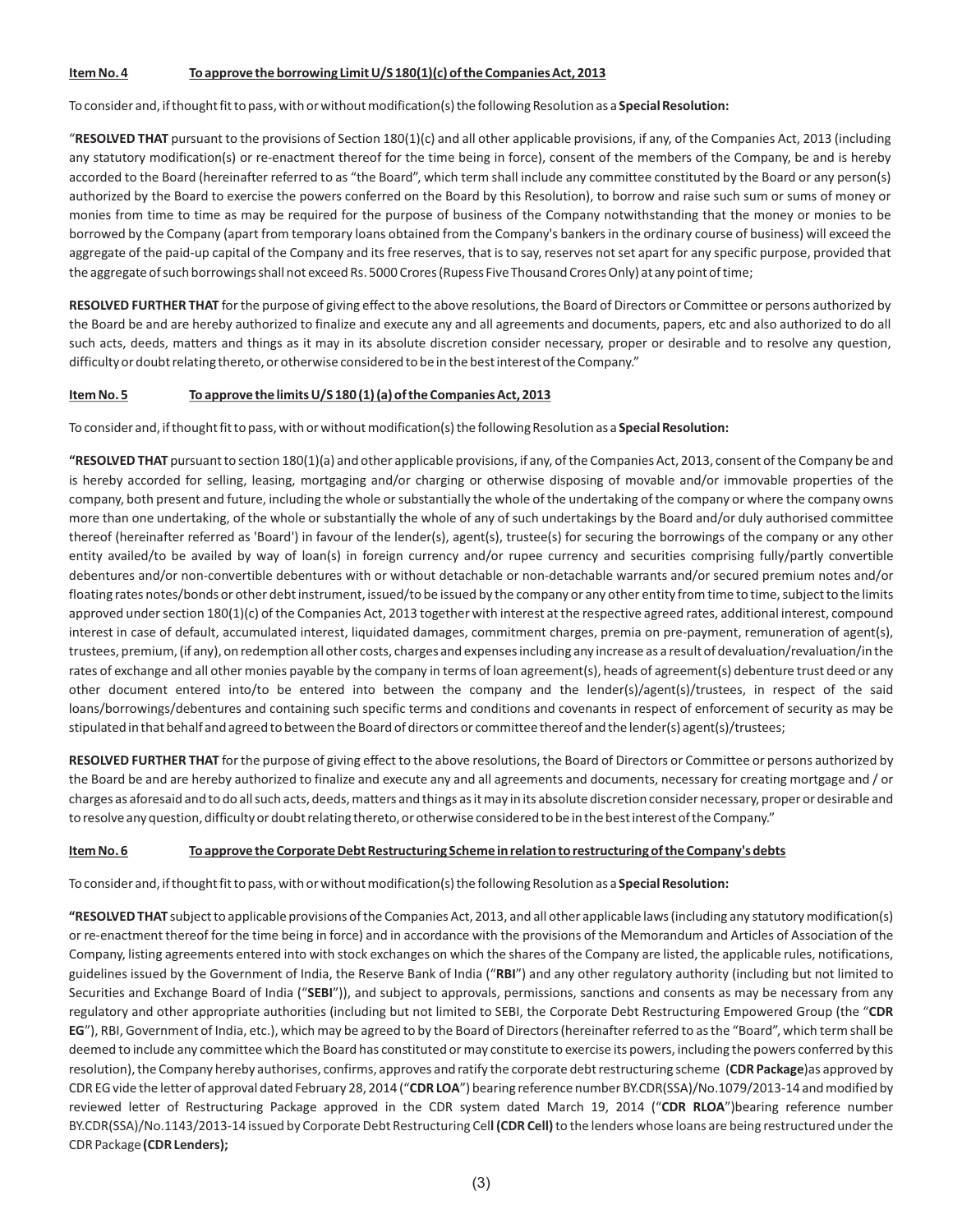**Item No. 4 To approve the borrowing Limit U/S 180(1)(c) of the Companies Act, 2013**

To consider and, if thought fit to pass, with or without modification(s) the following Resolution as a **Special Resolution:**

"**RESOLVED THAT** pursuant to the provisions of Section 180(1)(c) and all other applicable provisions, if any, of the Companies Act, 2013 (including any statutory modification(s) or re-enactment thereof for the time being in force), consent of the members of the Company, be and is hereby accorded to the Board (hereinafter referred to as "the Board", which term shall include any committee constituted by the Board or any person(s) authorized by the Board to exercise the powers conferred on the Board by this Resolution), to borrow and raise such sum or sums of money or monies from time to time as may be required for the purpose of business of the Company notwithstanding that the money or monies to be borrowed by the Company (apart from temporary loans obtained from the Company's bankers in the ordinary course of business) will exceed the aggregate of the paid-up capital of the Company and its free reserves, that is to say, reserves not set apart for any specific purpose, provided that the aggregate of such borrowings shall not exceed Rs. 5000 Crores (Rupess Five Thousand Crores Only) at any point of time;

**RESOLVED FURTHER THAT** for the purpose of giving effect to the above resolutions, the Board of Directors or Committee or persons authorized by the Board be and are hereby authorized to finalize and execute any and all agreements and documents, papers, etc and also authorized to do all such acts, deeds, matters and things as it may in its absolute discretion consider necessary, proper or desirable and to resolve any question, difficulty or doubt relating thereto, or otherwise considered to be in the best interest of the Company."

**Item No. 5 To approve the limits U/S 180 (1) (a) of the Companies Act, 2013**

To consider and, if thought fit to pass, with or without modification(s) the following Resolution as a **Special Resolution:**

**"RESOLVED THAT** pursuant to section 180(1)(a) and other applicable provisions, if any, of the Companies Act, 2013, consent of the Company be and is hereby accorded for selling, leasing, mortgaging and/or charging or otherwise disposing of movable and/or immovable properties of the company, both present and future, including the whole or substantially the whole of the undertaking of the company or where the company owns more than one undertaking, of the whole or substantially the whole of any of such undertakings by the Board and/or duly authorised committee thereof (hereinafter referred as 'Board') in favour of the lender(s), agent(s), trustee(s) for securing the borrowings of the company or any other entity availed/to be availed by way of loan(s) in foreign currency and/or rupee currency and securities comprising fully/partly convertible debentures and/or non-convertible debentures with or without detachable or non-detachable warrants and/or secured premium notes and/or floating rates notes/bonds or other debt instrument, issued/to be issued by the company or any other entity from time to time, subject to the limits approved under section 180(1)(c) of the Companies Act, 2013 together with interest at the respective agreed rates, additional interest, compound interest in case of default, accumulated interest, liquidated damages, commitment charges, premia on pre-payment, remuneration of agent(s), trustees, premium, (if any), on redemption all other costs, charges and expenses including any increase as a result of devaluation/revaluation/in the rates of exchange and all other monies payable by the company in terms of loan agreement(s), heads of agreement(s) debenture trust deed or any other document entered into/to be entered into between the company and the lender(s)/agent(s)/trustees, in respect of the said loans/borrowings/debentures and containing such specific terms and conditions and covenants in respect of enforcement of security as may be stipulated in that behalf and agreed to between the Board of directors or committee thereof and the lender(s) agent(s)/trustees;

**RESOLVED FURTHER THAT** for the purpose of giving effect to the above resolutions, the Board of Directors or Committee or persons authorized by the Board be and are hereby authorized to finalize and execute any and all agreements and documents, necessary for creating mortgage and / or charges as aforesaid and to do all such acts, deeds, matters and things as it may in its absolute discretion consider necessary, proper or desirable and to resolve any question, difficulty or doubt relating thereto, or otherwise considered to be in the best interest of the Company."

**Item No. 6 To approve the Corporate Debt Restructuring Scheme in relation to restructuring of the Company's debts**

To consider and, if thought fit to pass, with or without modification(s) the following Resolution as a **Special Resolution:**

**"RESOLVED THAT** subject to applicable provisions of the Companies Act, 2013, and all other applicable laws (including any statutory modification(s) or re-enactment thereof for the time being in force) and in accordance with the provisions of the Memorandum and Articles of Association of the Company, listing agreements entered into with stock exchanges on which the shares of the Company are listed, the applicable rules, notifications, guidelines issued by the Government of India, the Reserve Bank of India ("**RBI**") and any other regulatory authority (including but not limited to Securities and Exchange Board of India ("**SEBI**")), and subject to approvals, permissions, sanctions and consents as may be necessary from any regulatory and other appropriate authorities (including but not limited to SEBI, the Corporate Debt Restructuring Empowered Group (the "**CDR EG**"), RBI, Government of India, etc.), which may be agreed to by the Board of Directors (hereinafter referred to as the "Board", which term shall be deemed to include any committee which the Board has constituted or may constitute to exercise its powers, including the powers conferred by this resolution), the Company hereby authorises, confirms, approves and ratify the corporate debt restructuring scheme (**CDR Package**)as approved by CDR EG vide the letter of approval dated February 28, 2014 ("**CDR LOA**") bearing reference number BY.CDR(SSA)/No.1079/2013-14 and modified by reviewed letter of Restructuring Package approved in the CDR system dated March 19, 2014 ("**CDR RLOA**")bearing reference number BY.CDR(SSA)/No.1143/2013-14 issued by Corporate Debt Restructuring Cel**l (CDR Cell)** to the lenders whose loans are being restructured under the CDR Package **(CDR Lenders);**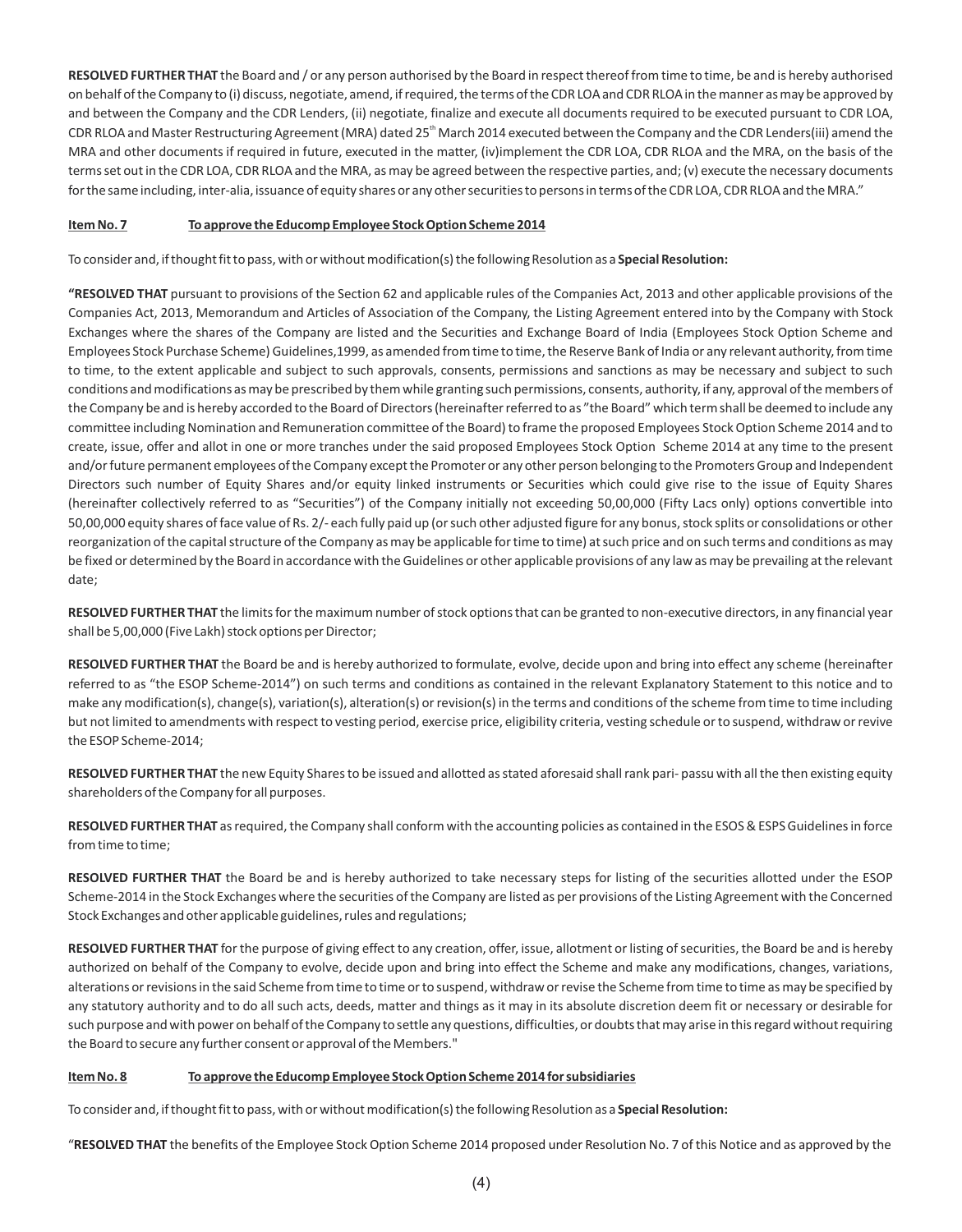**RESOLVED FURTHER THAT** the Board and / or any person authorised by the Board in respect thereof from time to time, be and is hereby authorised on behalf of the Company to (i) discuss, negotiate, amend, if required, the terms of the CDR LOA and CDR RLOA in the manner as may be approved by and between the Company and the CDR Lenders, (ii) negotiate, finalize and execute all documents required to be executed pursuant to CDR LOA, CDR RLOA and Master Restructuring Agreement (MRA) dated 25th March 2014 executed between the Company and the CDR Lenders(iii) amend the MRA and other documents if required in future, executed in the matter, (iv)implement the CDR LOA, CDR RLOA and the MRA, on the basis of the terms set out in the CDR LOA, CDR RLOA and the MRA, as may be agreed between the respective parties, and; (v) execute the necessary documents for the same including, inter-alia, issuance of equity shares or any other securities to persons in terms of the CDR LOA, CDR RLOA and the MRA."

**Item No. 7 To approve the Educomp Employee Stock Option Scheme 2014**

To consider and, if thought fit to pass, with or without modification(s) the following Resolution as a **Special Resolution:**

**"RESOLVED THAT** pursuant to provisions of the Section 62 and applicable rules of the Companies Act, 2013 and other applicable provisions of the Companies Act, 2013, Memorandum and Articles of Association of the Company, the Listing Agreement entered into by the Company with Stock Exchanges where the shares of the Company are listed and the Securities and Exchange Board of India (Employees Stock Option Scheme and Employees Stock Purchase Scheme) Guidelines,1999, as amended from time to time, the Reserve Bank of India or any relevant authority, from time to time, to the extent applicable and subject to such approvals, consents, permissions and sanctions as may be necessary and subject to such conditions and modifications as may be prescribed by them while granting such permissions, consents, authority, if any, approval of the members of the Company be and is hereby accorded to the Board of Directors (hereinafter referred to as "the Board" which term shall be deemed to include any committee including Nomination and Remuneration committee of the Board) to frame the proposed Employees Stock Option Scheme 2014 and to create, issue, offer and allot in one or more tranches under the said proposed Employees Stock Option Scheme 2014 at any time to the present and/or future permanent employees of the Company except the Promoter or any other person belonging to the Promoters Group and Independent Directors such number of Equity Shares and/or equity linked instruments or Securities which could give rise to the issue of Equity Shares (hereinafter collectively referred to as "Securities") of the Company initially not exceeding 50,00,000 (Fifty Lacs only) options convertible into 50,00,000 equity shares of face value of Rs. 2/- each fully paid up (or such other adjusted figure for any bonus, stock splits or consolidations or other reorganization of the capital structure of the Company as may be applicable for time to time) at such price and on such terms and conditions as may be fixed or determined by the Board in accordance with the Guidelines or other applicable provisions of any law as may be prevailing at the relevant date;

**RESOLVED FURTHER THAT** the limits for the maximum number of stock options that can be granted to non-executive directors, in any financial year shall be 5,00,000 (Five Lakh) stock options per Director;

**RESOLVED FURTHER THAT** the Board be and is hereby authorized to formulate, evolve, decide upon and bring into effect any scheme (hereinafter referred to as "the ESOP Scheme-2014") on such terms and conditions as contained in the relevant Explanatory Statement to this notice and to make any modification(s), change(s), variation(s), alteration(s) or revision(s) in the terms and conditions of the scheme from time to time including but not limited to amendments with respect to vesting period, exercise price, eligibility criteria, vesting schedule or to suspend, withdraw or revive the ESOP Scheme-2014;

**RESOLVED FURTHER THAT** the new Equity Shares to be issued and allotted as stated aforesaid shall rank pari- passu with all the then existing equity shareholders of the Company for all purposes.

**RESOLVED FURTHER THAT** as required, the Company shall conform with the accounting policies as contained in the ESOS & ESPS Guidelines in force from time to time;

**RESOLVED FURTHER THAT** the Board be and is hereby authorized to take necessary steps for listing of the securities allotted under the ESOP Scheme-2014 in the Stock Exchanges where the securities of the Company are listed as per provisions of the Listing Agreement with the Concerned Stock Exchanges and other applicable guidelines, rules and regulations;

**RESOLVED FURTHER THAT** for the purpose of giving effect to any creation, offer, issue, allotment or listing of securities, the Board be and is hereby authorized on behalf of the Company to evolve, decide upon and bring into effect the Scheme and make any modifications, changes, variations, alterations or revisions in the said Scheme from time to time or to suspend, withdraw or revise the Scheme from time to time as may be specified by any statutory authority and to do all such acts, deeds, matter and things as it may in its absolute discretion deem fit or necessary or desirable for such purpose and with power on behalf of the Company to settle any questions, difficulties, or doubts that may arise in this regard without requiring the Board to secure any further consent or approval of the Members."

**Item No. 8 To approve the Educomp Employee Stock Option Scheme 2014 for subsidiaries**

To consider and, if thought fit to pass, with or without modification(s) the following Resolution as a **Special Resolution:**

"**RESOLVED THAT** the benefits of the Employee Stock Option Scheme 2014 proposed under Resolution No. 7 of this Notice and as approved by the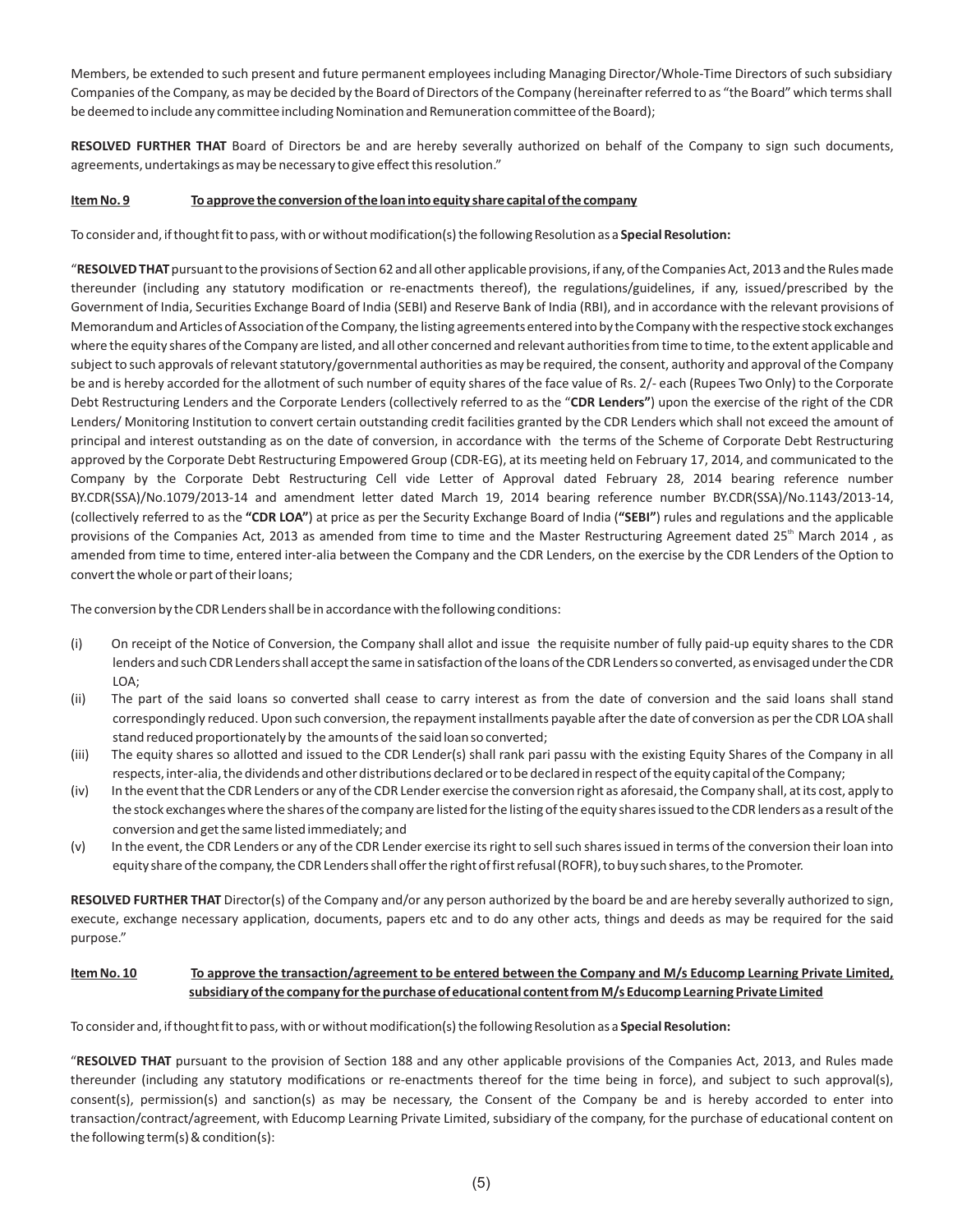Members, be extended to such present and future permanent employees including Managing Director/Whole-Time Directors of such subsidiary Companies of the Company, as may be decided by the Board of Directors of the Company (hereinafter referred to as "the Board" which terms shall be deemed to include any committee including Nomination and Remuneration committee of the Board);

**RESOLVED FURTHER THAT** Board of Directors be and are hereby severally authorized on behalf of the Company to sign such documents, agreements, undertakings as may be necessary to give effect this resolution."

**<u>Item No. 9</u>** **<u>To approve the conversion of the loan into equity share capital of the company</u>**

To consider and, if thought fit to pass, with or without modification(s) the following Resolution as a **Special Resolution:**

"**RESOLVED THAT** pursuant to the provisions of Section 62 and all other applicable provisions, if any, of the Companies Act, 2013 and the Rules made thereunder (including any statutory modification or re-enactments thereof), the regulations/guidelines, if any, issued/prescribed by the Government of India, Securities Exchange Board of India (SEBI) and Reserve Bank of India (RBI), and in accordance with the relevant provisions of Memorandum and Articles of Association of the Company, the listing agreements entered into by the Company with the respective stock exchanges where the equity shares of the Company are listed, and all other concerned and relevant authorities from time to time, to the extent applicable and subject to such approvals of relevant statutory/governmental authorities as may be required, the consent, authority and approval of the Company be and is hereby accorded for the allotment of such number of equity shares of the face value of Rs. 2/- each (Rupees Two Only) to the Corporate Debt Restructuring Lenders and the Corporate Lenders (collectively referred to as the "**CDR Lenders"**) upon the exercise of the right of the CDR Lenders/ Monitoring Institution to convert certain outstanding credit facilities granted by the CDR Lenders which shall not exceed the amount of principal and interest outstanding as on the date of conversion, in accordance with the terms of the Scheme of Corporate Debt Restructuring approved by the Corporate Debt Restructuring Empowered Group (CDR-EG), at its meeting held on February 17, 2014, and communicated to the Company by the Corporate Debt Restructuring Cell vide Letter of Approval dated February 28, 2014 bearing reference number BY.CDR(SSA)/No.1079/2013-14 and amendment letter dated March 19, 2014 bearing reference number BY.CDR(SSA)/No.1143/2013-14, (collectively referred to as the **"CDR LOA"**) at price as per the Security Exchange Board of India (**"SEBI"**) rules and regulations and the applicable provisions of the Companies Act, 2013 as amended from time to time and the Master Restructuring Agreement dated 25th March 2014 , as amended from time to time, entered inter-alia between the Company and the CDR Lenders, on the exercise by the CDR Lenders of the Option to convert the whole or part of their loans;

The conversion by the CDR Lenders shall be in accordance with the following conditions:

(i) On receipt of the Notice of Conversion, the Company shall allot and issue the requisite number of fully paid-up equity shares to the CDR lenders and such CDR Lenders shall accept the same in satisfaction of the loans of the CDR Lenders so converted, as envisaged under the CDR LOA;

(ii) The part of the said loans so converted shall cease to carry interest as from the date of conversion and the said loans shall stand correspondingly reduced. Upon such conversion, the repayment installments payable after the date of conversion as per the CDR LOA shall stand reduced proportionately by the amounts of the said loan so converted;

(iii) The equity shares so allotted and issued to the CDR Lender(s) shall rank pari passu with the existing Equity Shares of the Company in all respects, inter-alia, the dividends and other distributions declared or to be declared in respect of the equity capital of the Company;

(iv) In the event that the CDR Lenders or any of the CDR Lender exercise the conversion right as aforesaid, the Company shall, at its cost, apply to the stock exchanges where the shares of the company are listed for the listing of the equity shares issued to the CDR lenders as a result of the conversion and get the same listed immediately; and

(v) In the event, the CDR Lenders or any of the CDR Lender exercise its right to sell such shares issued in terms of the conversion their loan into equity share of the company, the CDR Lenders shall offer the right of first refusal (ROFR), to buy such shares, to the Promoter.

**RESOLVED FURTHER THAT** Director(s) of the Company and/or any person authorized by the board be and are hereby severally authorized to sign, execute, exchange necessary application, documents, papers etc and to do any other acts, things and deeds as may be required for the said purpose."

**<u>Item No. 10</u>** **<u>To approve the transaction/agreement to be entered between the Company and M/s Educomp Learning Private Limited, subsidiary of the company for the purchase of educational content from M/s Educomp Learning Private Limited</u>**

To consider and, if thought fit to pass, with or without modification(s) the following Resolution as a **Special Resolution:**

"**RESOLVED THAT** pursuant to the provision of Section 188 and any other applicable provisions of the Companies Act, 2013, and Rules made thereunder (including any statutory modifications or re-enactments thereof for the time being in force), and subject to such approval(s), consent(s), permission(s) and sanction(s) as may be necessary, the Consent of the Company be and is hereby accorded to enter into transaction/contract/agreement, with Educomp Learning Private Limited, subsidiary of the company, for the purchase of educational content on the following term(s) & condition(s):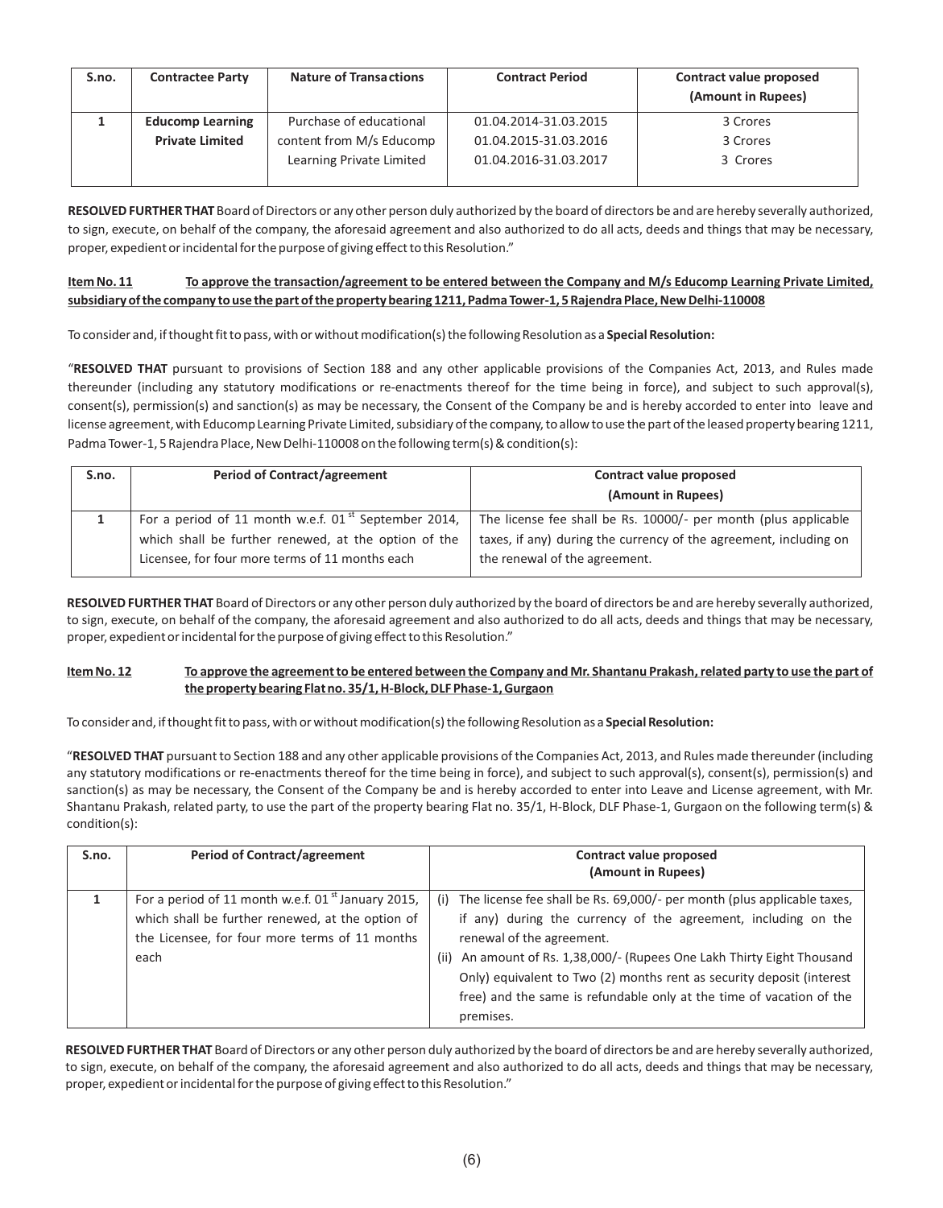| S.no. | Contractee Party | Nature of Transactions | Contract Period | Contract value proposed (Amount in Rupees) |
|---|---|---|---|---|
| 1 | **Educomp Learning Private Limited** | Purchase of educational content from M/s Educomp Learning Private Limited | 01.04.2014-31.03.2015<br>01.04.2015-31.03.2016<br>01.04.2016-31.03.2017 | 3 Crores<br>3 Crores<br>3 Crores |

**RESOLVED FURTHER THAT** Board of Directors or any other person duly authorized by the board of directors be and are hereby severally authorized, to sign, execute, on behalf of the company, the aforesaid agreement and also authorized to do all acts, deeds and things that may be necessary, proper, expedient or incidental for the purpose of giving effect to this Resolution."

**Item No. 11 To approve the transaction/agreement to be entered between the Company and M/s Educomp Learning Private Limited, subsidiary of the company to use the part of the property bearing 1211, Padma Tower-1, 5 Rajendra Place, New Delhi-110008**

To consider and, if thought fit to pass, with or without modification(s) the following Resolution as a **Special Resolution:**

"**RESOLVED THAT** pursuant to provisions of Section 188 and any other applicable provisions of the Companies Act, 2013, and Rules made thereunder (including any statutory modifications or re-enactments thereof for the time being in force), and subject to such approval(s), consent(s), permission(s) and sanction(s) as may be necessary, the Consent of the Company be and is hereby accorded to enter into leave and license agreement, with Educomp Learning Private Limited, subsidiary of the company, to allow to use the part of the leased property bearing 1211, Padma Tower-1, 5 Rajendra Place, New Delhi-110008 on the following term(s) & condition(s):

| S.no. | Period of Contract/agreement | Contract value proposed (Amount in Rupees) |
|---|---|---|
| 1 | For a period of 11 month w.e.f. 01st September 2014, which shall be further renewed, at the option of the Licensee, for four more terms of 11 months each | The license fee shall be Rs. 10000/- per month (plus applicable taxes, if any) during the currency of the agreement, including on the renewal of the agreement. |

**RESOLVED FURTHER THAT** Board of Directors or any other person duly authorized by the board of directors be and are hereby severally authorized, to sign, execute, on behalf of the company, the aforesaid agreement and also authorized to do all acts, deeds and things that may be necessary, proper, expedient or incidental for the purpose of giving effect to this Resolution."

**Item No. 12 To approve the agreement to be entered between the Company and Mr. Shantanu Prakash, related party to use the part of the property bearing Flat no. 35/1, H-Block, DLF Phase-1, Gurgaon**

To consider and, if thought fit to pass, with or without modification(s) the following Resolution as a **Special Resolution:**

"**RESOLVED THAT** pursuant to Section 188 and any other applicable provisions of the Companies Act, 2013, and Rules made thereunder (including any statutory modifications or re-enactments thereof for the time being in force), and subject to such approval(s), consent(s), permission(s) and sanction(s) as may be necessary, the Consent of the Company be and is hereby accorded to enter into Leave and License agreement, with Mr. Shantanu Prakash, related party, to use the part of the property bearing Flat no. 35/1, H-Block, DLF Phase-1, Gurgaon on the following term(s) & condition(s):

| S.no. | Period of Contract/agreement | Contract value proposed (Amount in Rupees) |
|---|---|---|
| 1 | For a period of 11 month w.e.f. 01st January 2015, which shall be further renewed, at the option of the Licensee, for four more terms of 11 months each | (i) The license fee shall be Rs. 69,000/- per month (plus applicable taxes, if any) during the currency of the agreement, including on the renewal of the agreement.<br>(ii) An amount of Rs. 1,38,000/- (Rupees One Lakh Thirty Eight Thousand Only) equivalent to Two (2) months rent as security deposit (interest free) and the same is refundable only at the time of vacation of the premises. |

**RESOLVED FURTHER THAT** Board of Directors or any other person duly authorized by the board of directors be and are hereby severally authorized, to sign, execute, on behalf of the company, the aforesaid agreement and also authorized to do all acts, deeds and things that may be necessary, proper, expedient or incidental for the purpose of giving effect to this Resolution."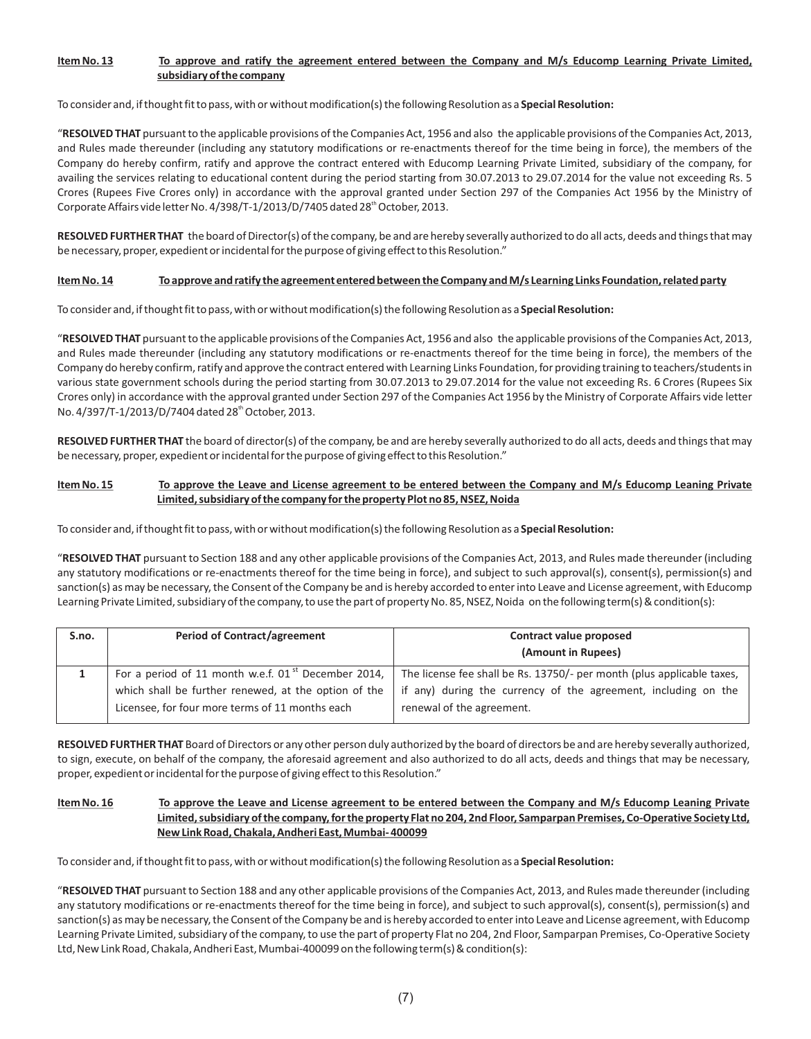**Item No. 13** **To approve and ratify the agreement entered between the Company and M/s Educomp Learning Private Limited, subsidiary of the company**

To consider and, if thought fit to pass, with or without modification(s) the following Resolution as a **Special Resolution:**

"**RESOLVED THAT** pursuant to the applicable provisions of the Companies Act, 1956 and also the applicable provisions of the Companies Act, 2013, and Rules made thereunder (including any statutory modifications or re-enactments thereof for the time being in force), the members of the Company do hereby confirm, ratify and approve the contract entered with Educomp Learning Private Limited, subsidiary of the company, for availing the services relating to educational content during the period starting from 30.07.2013 to 29.07.2014 for the value not exceeding Rs. 5 Crores (Rupees Five Crores only) in accordance with the approval granted under Section 297 of the Companies Act 1956 by the Ministry of Corporate Affairs vide letter No. 4/398/T-1/2013/D/7405 dated 28th October, 2013.

**RESOLVED FURTHER THAT** the board of Director(s) of the company, be and are hereby severally authorized to do all acts, deeds and things that may be necessary, proper, expedient or incidental for the purpose of giving effect to this Resolution."

**Item No. 14** **To approve and ratify the agreement entered between the Company and M/s Learning Links Foundation, related party**

To consider and, if thought fit to pass, with or without modification(s) the following Resolution as a **Special Resolution:**

"**RESOLVED THAT** pursuant to the applicable provisions of the Companies Act, 1956 and also the applicable provisions of the Companies Act, 2013, and Rules made thereunder (including any statutory modifications or re-enactments thereof for the time being in force), the members of the Company do hereby confirm, ratify and approve the contract entered with Learning Links Foundation, for providing training to teachers/students in various state government schools during the period starting from 30.07.2013 to 29.07.2014 for the value not exceeding Rs. 6 Crores (Rupees Six Crores only) in accordance with the approval granted under Section 297 of the Companies Act 1956 by the Ministry of Corporate Affairs vide letter No. 4/397/T-1/2013/D/7404 dated 28th October, 2013.

**RESOLVED FURTHER THAT** the board of director(s) of the company, be and are hereby severally authorized to do all acts, deeds and things that may be necessary, proper, expedient or incidental for the purpose of giving effect to this Resolution."

**Item No. 15** **To approve the Leave and License agreement to be entered between the Company and M/s Educomp Leaning Private Limited, subsidiary of the company for the property Plot no 85, NSEZ, Noida**

To consider and, if thought fit to pass, with or without modification(s) the following Resolution as a **Special Resolution:**

"**RESOLVED THAT** pursuant to Section 188 and any other applicable provisions of the Companies Act, 2013, and Rules made thereunder (including any statutory modifications or re-enactments thereof for the time being in force), and subject to such approval(s), consent(s), permission(s) and sanction(s) as may be necessary, the Consent of the Company be and is hereby accorded to enter into Leave and License agreement, with Educomp Learning Private Limited, subsidiary of the company, to use the part of property No. 85, NSEZ, Noida on the following term(s) & condition(s):

| S.no. | Period of Contract/agreement | Contract value proposed (Amount in Rupees) |
|---|---|---|
| 1 | For a period of 11 month w.e.f. 01st December 2014, which shall be further renewed, at the option of the Licensee, for four more terms of 11 months each | The license fee shall be Rs. 13750/- per month (plus applicable taxes, if any) during the currency of the agreement, including on the renewal of the agreement. |

**RESOLVED FURTHER THAT** Board of Directors or any other person duly authorized by the board of directors be and are hereby severally authorized, to sign, execute, on behalf of the company, the aforesaid agreement and also authorized to do all acts, deeds and things that may be necessary, proper, expedient or incidental for the purpose of giving effect to this Resolution."

**Item No. 16** **To approve the Leave and License agreement to be entered between the Company and M/s Educomp Leaning Private Limited, subsidiary of the company, for the property Flat no 204, 2nd Floor, Samparpan Premises, Co-Operative Society Ltd, New Link Road, Chakala, Andheri East, Mumbai- 400099**

To consider and, if thought fit to pass, with or without modification(s) the following Resolution as a **Special Resolution:**

"**RESOLVED THAT** pursuant to Section 188 and any other applicable provisions of the Companies Act, 2013, and Rules made thereunder (including any statutory modifications or re-enactments thereof for the time being in force), and subject to such approval(s), consent(s), permission(s) and sanction(s) as may be necessary, the Consent of the Company be and is hereby accorded to enter into Leave and License agreement, with Educomp Learning Private Limited, subsidiary of the company, to use the part of property Flat no 204, 2nd Floor, Samparpan Premises, Co-Operative Society Ltd, New Link Road, Chakala, Andheri East, Mumbai-400099 on the following term(s) & condition(s):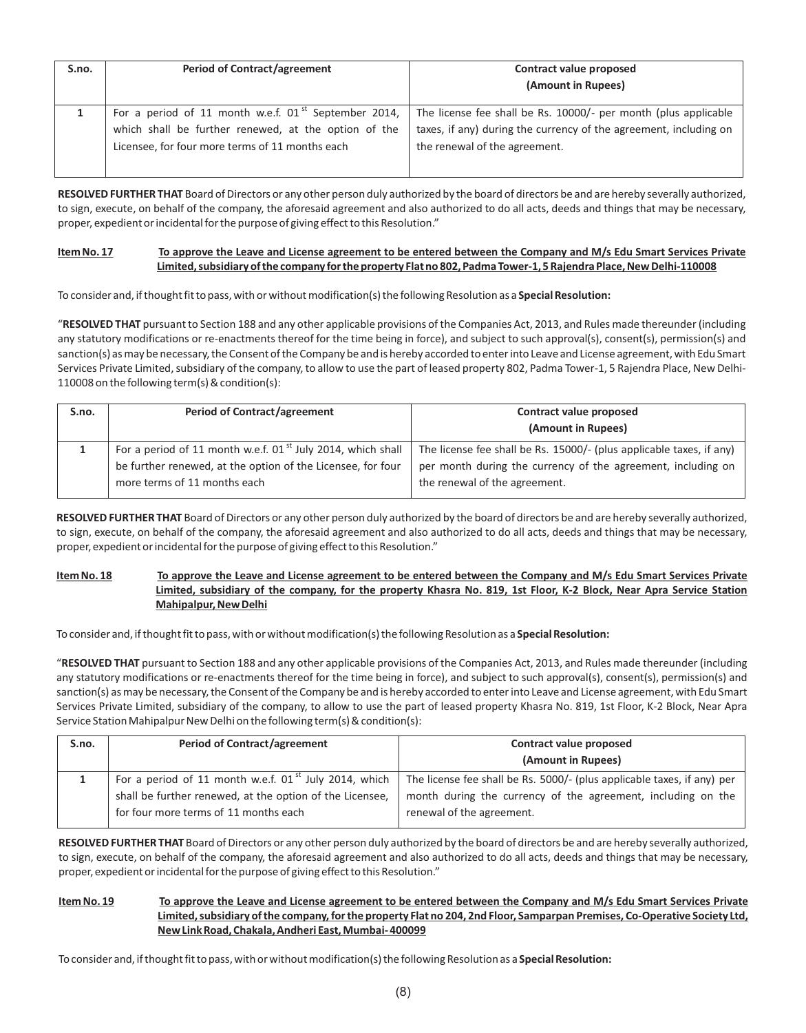| S.no. | Period of Contract/agreement | Contract value proposed (Amount in Rupees) |
|---|---|---|
| 1 | For a period of 11 month w.e.f. 01st September 2014, which shall be further renewed, at the option of the Licensee, for four more terms of 11 months each | The license fee shall be Rs. 10000/- per month (plus applicable taxes, if any) during the currency of the agreement, including on the renewal of the agreement. |

**RESOLVED FURTHER THAT** Board of Directors or any other person duly authorized by the board of directors be and are hereby severally authorized, to sign, execute, on behalf of the company, the aforesaid agreement and also authorized to do all acts, deeds and things that may be necessary, proper, expedient or incidental for the purpose of giving effect to this Resolution."

**Item No. 17** **To approve the Leave and License agreement to be entered between the Company and M/s Edu Smart Services Private Limited, subsidiary of the company for the property Flat no 802, Padma Tower-1, 5 Rajendra Place, New Delhi-110008**

To consider and, if thought fit to pass, with or without modification(s) the following Resolution as a **Special Resolution:**

"**RESOLVED THAT** pursuant to Section 188 and any other applicable provisions of the Companies Act, 2013, and Rules made thereunder (including any statutory modifications or re-enactments thereof for the time being in force), and subject to such approval(s), consent(s), permission(s) and sanction(s) as may be necessary, the Consent of the Company be and is hereby accorded to enter into Leave and License agreement, with Edu Smart Services Private Limited, subsidiary of the company, to allow to use the part of leased property 802, Padma Tower-1, 5 Rajendra Place, New Delhi-110008 on the following term(s) & condition(s):

| S.no. | Period of Contract/agreement | Contract value proposed (Amount in Rupees) |
|---|---|---|
| 1 | For a period of 11 month w.e.f. 01st July 2014, which shall be further renewed, at the option of the Licensee, for four more terms of 11 months each | The license fee shall be Rs. 15000/- (plus applicable taxes, if any) per month during the currency of the agreement, including on the renewal of the agreement. |

**RESOLVED FURTHER THAT** Board of Directors or any other person duly authorized by the board of directors be and are hereby severally authorized, to sign, execute, on behalf of the company, the aforesaid agreement and also authorized to do all acts, deeds and things that may be necessary, proper, expedient or incidental for the purpose of giving effect to this Resolution."

**Item No. 18** **To approve the Leave and License agreement to be entered between the Company and M/s Edu Smart Services Private Limited, subsidiary of the company, for the property Khasra No. 819, 1st Floor, K-2 Block, Near Apra Service Station Mahipalpur, New Delhi**

To consider and, if thought fit to pass, with or without modification(s) the following Resolution as a **Special Resolution:**

"**RESOLVED THAT** pursuant to Section 188 and any other applicable provisions of the Companies Act, 2013, and Rules made thereunder (including any statutory modifications or re-enactments thereof for the time being in force), and subject to such approval(s), consent(s), permission(s) and sanction(s) as may be necessary, the Consent of the Company be and is hereby accorded to enter into Leave and License agreement, with Edu Smart Services Private Limited, subsidiary of the company, to allow to use the part of leased property Khasra No. 819, 1st Floor, K-2 Block, Near Apra Service Station Mahipalpur New Delhi on the following term(s) & condition(s):

| S.no. | Period of Contract/agreement | Contract value proposed (Amount in Rupees) |
|---|---|---|
| 1 | For a period of 11 month w.e.f. 01st July 2014, which shall be further renewed, at the option of the Licensee, for four more terms of 11 months each | The license fee shall be Rs. 5000/- (plus applicable taxes, if any) per month during the currency of the agreement, including on the renewal of the agreement. |

**RESOLVED FURTHER THAT** Board of Directors or any other person duly authorized by the board of directors be and are hereby severally authorized, to sign, execute, on behalf of the company, the aforesaid agreement and also authorized to do all acts, deeds and things that may be necessary, proper, expedient or incidental for the purpose of giving effect to this Resolution."

**Item No. 19** **To approve the Leave and License agreement to be entered between the Company and M/s Edu Smart Services Private Limited, subsidiary of the company, for the property Flat no 204, 2nd Floor, Samparpan Premises, Co-Operative Society Ltd, New Link Road, Chakala, Andheri East, Mumbai- 400099**

To consider and, if thought fit to pass, with or without modification(s) the following Resolution as a **Special Resolution:**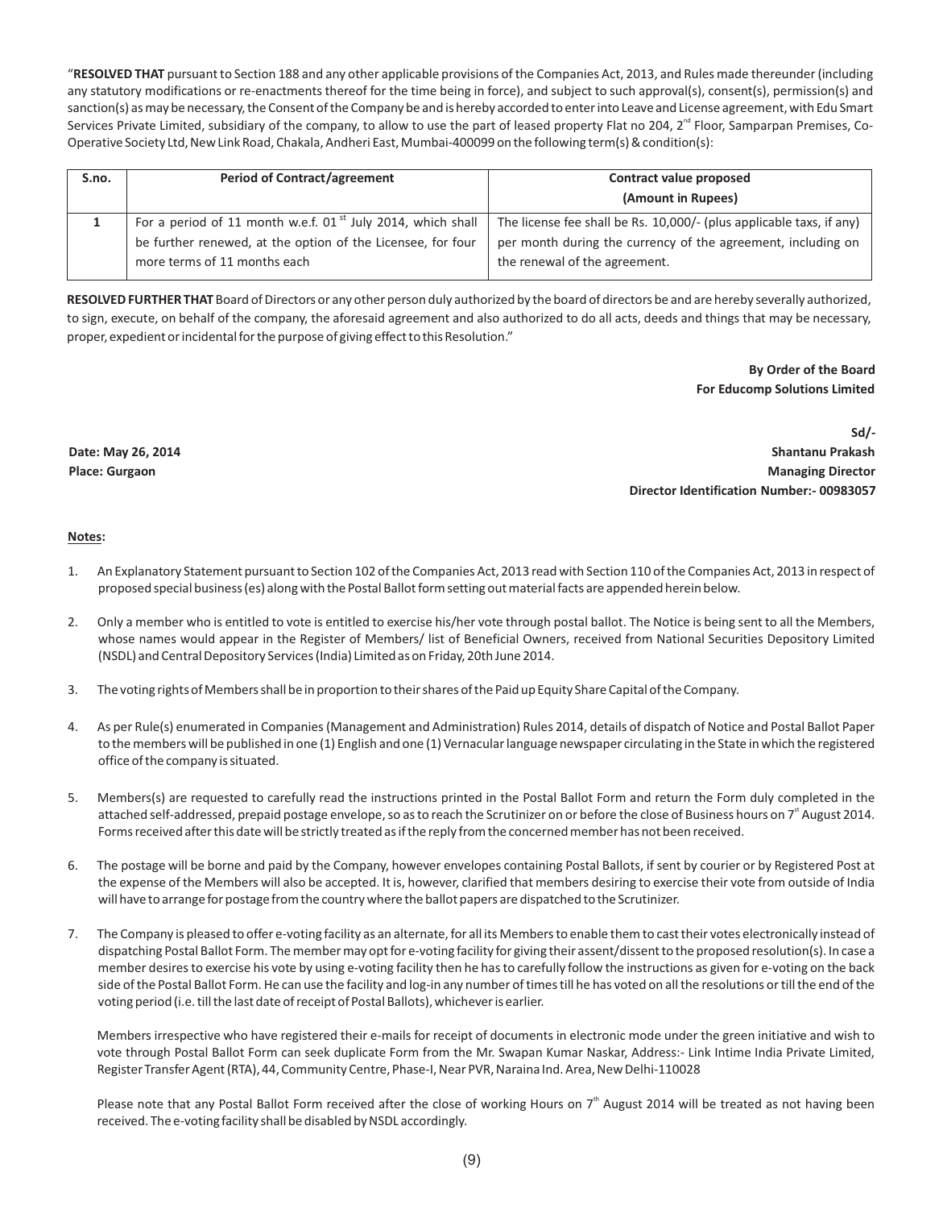"**RESOLVED THAT** pursuant to Section 188 and any other applicable provisions of the Companies Act, 2013, and Rules made thereunder (including any statutory modifications or re-enactments thereof for the time being in force), and subject to such approval(s), consent(s), permission(s) and sanction(s) as may be necessary, the Consent of the Company be and is hereby accorded to enter into Leave and License agreement, with Edu Smart Services Private Limited, subsidiary of the company, to allow to use the part of leased property Flat no 204, 2nd Floor, Samparpan Premises, Co-Operative Society Ltd, New Link Road, Chakala, Andheri East, Mumbai-400099 on the following term(s) & condition(s):

| S.no. | Period of Contract/agreement | Contract value proposed (Amount in Rupees) |
|---|---|---|
| 1 | For a period of 11 month w.e.f. 01st July 2014, which shall be further renewed, at the option of the Licensee, for four more terms of 11 months each | The license fee shall be Rs. 10,000/- (plus applicable taxs, if any) per month during the currency of the agreement, including on the renewal of the agreement. |

**RESOLVED FURTHER THAT** Board of Directors or any other person duly authorized by the board of directors be and are hereby severally authorized, to sign, execute, on behalf of the company, the aforesaid agreement and also authorized to do all acts, deeds and things that may be necessary, proper, expedient or incidental for the purpose of giving effect to this Resolution."

**By Order of the Board**
**For Educomp Solutions Limited**

**Sd/-**
**Shantanu Prakash**
**Managing Director**
**Director Identification Number:- 00983057**

**Date: May 26, 2014**
**Place: Gurgaon**

**Notes:**

1. An Explanatory Statement pursuant to Section 102 of the Companies Act, 2013 read with Section 110 of the Companies Act, 2013 in respect of proposed special business (es) along with the Postal Ballot form setting out material facts are appended herein below.

2. Only a member who is entitled to vote is entitled to exercise his/her vote through postal ballot. The Notice is being sent to all the Members, whose names would appear in the Register of Members/ list of Beneficial Owners, received from National Securities Depository Limited (NSDL) and Central Depository Services (India) Limited as on Friday, 20th June 2014.

3. The voting rights of Members shall be in proportion to their shares of the Paid up Equity Share Capital of the Company.

4. As per Rule(s) enumerated in Companies (Management and Administration) Rules 2014, details of dispatch of Notice and Postal Ballot Paper to the members will be published in one (1) English and one (1) Vernacular language newspaper circulating in the State in which the registered office of the company is situated.

5. Members(s) are requested to carefully read the instructions printed in the Postal Ballot Form and return the Form duly completed in the attached self-addressed, prepaid postage envelope, so as to reach the Scrutinizer on or before the close of Business hours on 7th August 2014. Forms received after this date will be strictly treated as if the reply from the concerned member has not been received.

6. The postage will be borne and paid by the Company, however envelopes containing Postal Ballots, if sent by courier or by Registered Post at the expense of the Members will also be accepted. It is, however, clarified that members desiring to exercise their vote from outside of India will have to arrange for postage from the country where the ballot papers are dispatched to the Scrutinizer.

7. The Company is pleased to offer e-voting facility as an alternate, for all its Members to enable them to cast their votes electronically instead of dispatching Postal Ballot Form. The member may opt for e-voting facility for giving their assent/dissent to the proposed resolution(s). In case a member desires to exercise his vote by using e-voting facility then he has to carefully follow the instructions as given for e-voting on the back side of the Postal Ballot Form. He can use the facility and log-in any number of times till he has voted on all the resolutions or till the end of the voting period (i.e. till the last date of receipt of Postal Ballots), whichever is earlier.

   Members irrespective who have registered their e-mails for receipt of documents in electronic mode under the green initiative and wish to vote through Postal Ballot Form can seek duplicate Form from the Mr. Swapan Kumar Naskar, Address:- Link Intime India Private Limited, Register Transfer Agent (RTA), 44, Community Centre, Phase-I, Near PVR, Naraina Ind. Area, New Delhi-110028

   Please note that any Postal Ballot Form received after the close of working Hours on 7th August 2014 will be treated as not having been received. The e-voting facility shall be disabled by NSDL accordingly.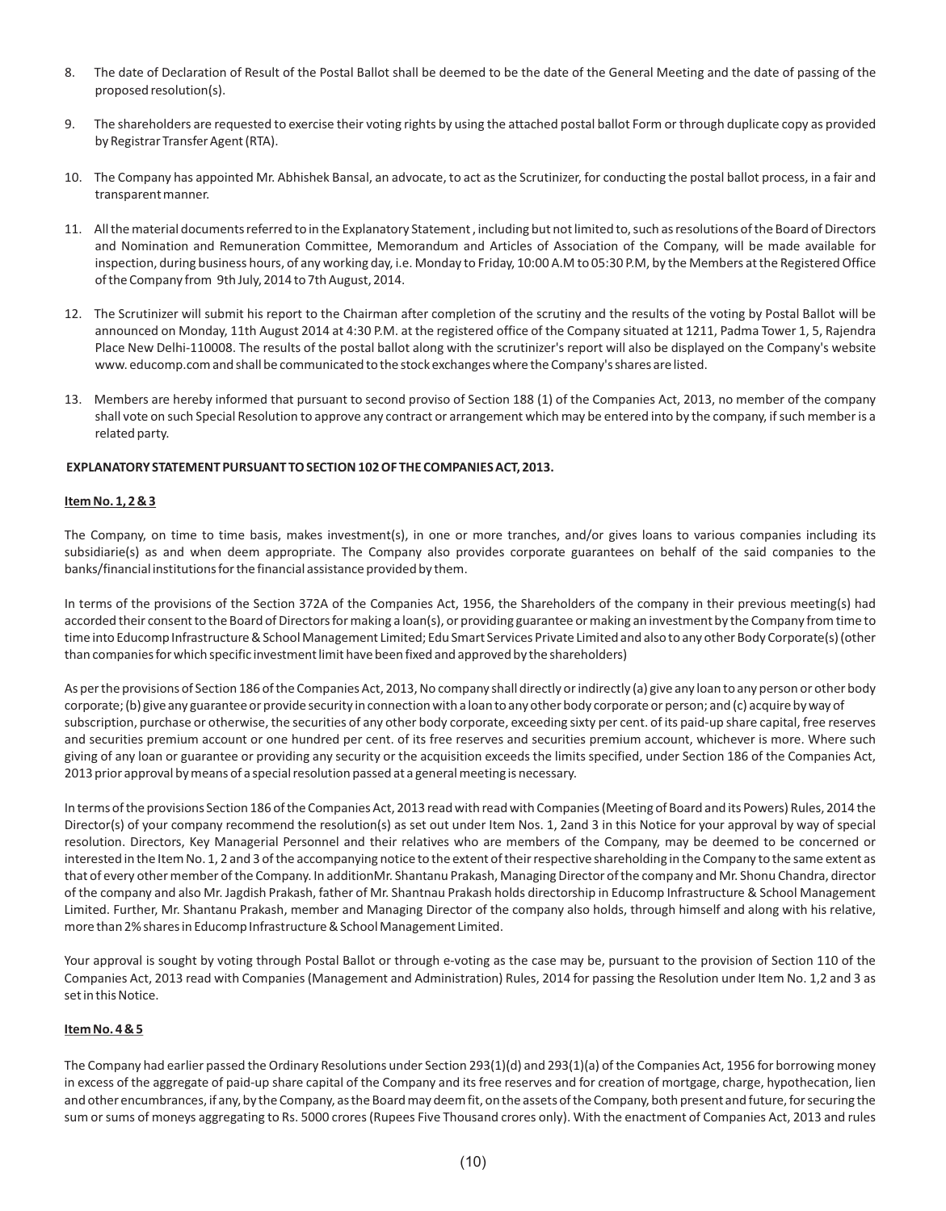8. The date of Declaration of Result of the Postal Ballot shall be deemed to be the date of the General Meeting and the date of passing of the proposed resolution(s).

9. The shareholders are requested to exercise their voting rights by using the attached postal ballot Form or through duplicate copy as provided by Registrar Transfer Agent (RTA).

10. The Company has appointed Mr. Abhishek Bansal, an advocate, to act as the Scrutinizer, for conducting the postal ballot process, in a fair and transparent manner.

11. All the material documents referred to in the Explanatory Statement , including but not limited to, such as resolutions of the Board of Directors and Nomination and Remuneration Committee, Memorandum and Articles of Association of the Company, will be made available for inspection, during business hours, of any working day, i.e. Monday to Friday, 10:00 A.M to 05:30 P.M, by the Members at the Registered Office of the Company from 9th July, 2014 to 7th August, 2014.

12. The Scrutinizer will submit his report to the Chairman after completion of the scrutiny and the results of the voting by Postal Ballot will be announced on Monday, 11th August 2014 at 4:30 P.M. at the registered office of the Company situated at 1211, Padma Tower 1, 5, Rajendra Place New Delhi-110008. The results of the postal ballot along with the scrutinizer's report will also be displayed on the Company's website www. educomp.com and shall be communicated to the stock exchanges where the Company's shares are listed.

13. Members are hereby informed that pursuant to second proviso of Section 188 (1) of the Companies Act, 2013, no member of the company shall vote on such Special Resolution to approve any contract or arrangement which may be entered into by the company, if such member is a related party.

**EXPLANATORY STATEMENT PURSUANT TO SECTION 102 OF THE COMPANIES ACT, 2013.**

**Item No. 1, 2 & 3**

The Company, on time to time basis, makes investment(s), in one or more tranches, and/or gives loans to various companies including its subsidiarie(s) as and when deem appropriate. The Company also provides corporate guarantees on behalf of the said companies to the banks/financial institutions for the financial assistance provided by them.

In terms of the provisions of the Section 372A of the Companies Act, 1956, the Shareholders of the company in their previous meeting(s) had accorded their consent to the Board of Directors for making a loan(s), or providing guarantee or making an investment by the Company from time to time into Educomp Infrastructure & School Management Limited; Edu Smart Services Private Limited and also to any other Body Corporate(s) (other than companies for which specific investment limit have been fixed and approved by the shareholders)

As per the provisions of Section 186 of the Companies Act, 2013, No company shall directly or indirectly (a) give any loan to any person or other body corporate; (b) give any guarantee or provide security in connection with a loan to any other body corporate or person; and (c) acquire by way of subscription, purchase or otherwise, the securities of any other body corporate, exceeding sixty per cent. of its paid-up share capital, free reserves and securities premium account or one hundred per cent. of its free reserves and securities premium account, whichever is more. Where such giving of any loan or guarantee or providing any security or the acquisition exceeds the limits specified, under Section 186 of the Companies Act, 2013 prior approval by means of a special resolution passed at a general meeting is necessary.

In terms of the provisions Section 186 of the Companies Act, 2013 read with read with Companies (Meeting of Board and its Powers) Rules, 2014 the Director(s) of your company recommend the resolution(s) as set out under Item Nos. 1, 2and 3 in this Notice for your approval by way of special resolution. Directors, Key Managerial Personnel and their relatives who are members of the Company, may be deemed to be concerned or interested in the Item No. 1, 2 and 3 of the accompanying notice to the extent of their respective shareholding in the Company to the same extent as that of every other member of the Company. In additionMr. Shantanu Prakash, Managing Director of the company and Mr. Shonu Chandra, director of the company and also Mr. Jagdish Prakash, father of Mr. Shantnau Prakash holds directorship in Educomp Infrastructure & School Management Limited. Further, Mr. Shantanu Prakash, member and Managing Director of the company also holds, through himself and along with his relative, more than 2% shares in Educomp Infrastructure & School Management Limited.

Your approval is sought by voting through Postal Ballot or through e-voting as the case may be, pursuant to the provision of Section 110 of the Companies Act, 2013 read with Companies (Management and Administration) Rules, 2014 for passing the Resolution under Item No. 1,2 and 3 as set in this Notice.

**Item No. 4 & 5**

The Company had earlier passed the Ordinary Resolutions under Section 293(1)(d) and 293(1)(a) of the Companies Act, 1956 for borrowing money in excess of the aggregate of paid-up share capital of the Company and its free reserves and for creation of mortgage, charge, hypothecation, lien and other encumbrances, if any, by the Company, as the Board may deem fit, on the assets of the Company, both present and future, for securing the sum or sums of moneys aggregating to Rs. 5000 crores (Rupees Five Thousand crores only). With the enactment of Companies Act, 2013 and rules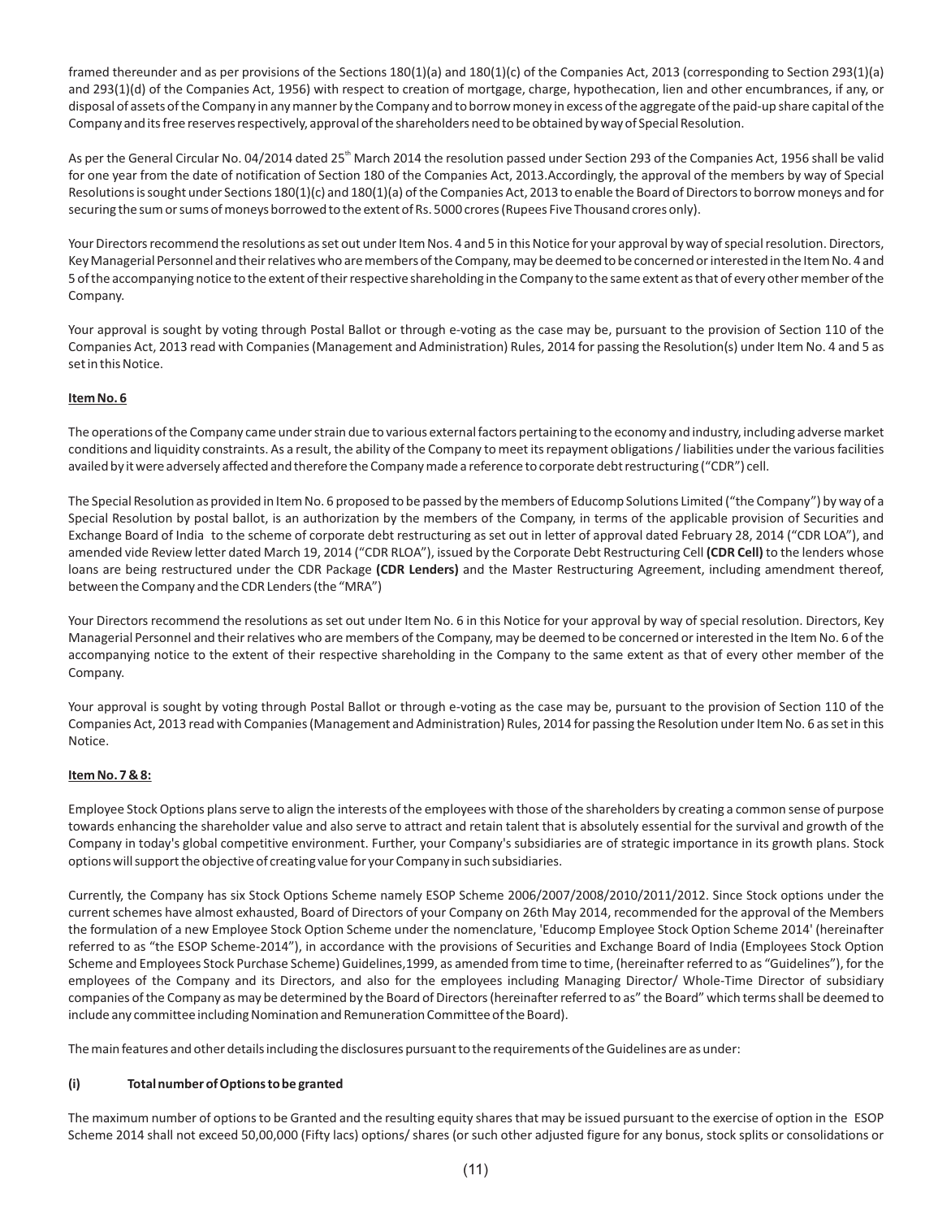framed thereunder and as per provisions of the Sections 180(1)(a) and 180(1)(c) of the Companies Act, 2013 (corresponding to Section 293(1)(a) and 293(1)(d) of the Companies Act, 1956) with respect to creation of mortgage, charge, hypothecation, lien and other encumbrances, if any, or disposal of assets of the Company in any manner by the Company and to borrow money in excess of the aggregate of the paid-up share capital of the Company and its free reserves respectively, approval of the shareholders need to be obtained by way of Special Resolution.

As per the General Circular No. 04/2014 dated 25th March 2014 the resolution passed under Section 293 of the Companies Act, 1956 shall be valid for one year from the date of notification of Section 180 of the Companies Act, 2013.Accordingly, the approval of the members by way of Special Resolutions is sought under Sections 180(1)(c) and 180(1)(a) of the Companies Act, 2013 to enable the Board of Directors to borrow moneys and for securing the sum or sums of moneys borrowed to the extent of Rs. 5000 crores (Rupees Five Thousand crores only).

Your Directors recommend the resolutions as set out under Item Nos. 4 and 5 in this Notice for your approval by way of special resolution. Directors, Key Managerial Personnel and their relatives who are members of the Company, may be deemed to be concerned or interested in the Item No. 4 and 5 of the accompanying notice to the extent of their respective shareholding in the Company to the same extent as that of every other member of the Company.

Your approval is sought by voting through Postal Ballot or through e-voting as the case may be, pursuant to the provision of Section 110 of the Companies Act, 2013 read with Companies (Management and Administration) Rules, 2014 for passing the Resolution(s) under Item No. 4 and 5 as set in this Notice.

**Item No. 6**

The operations of the Company came under strain due to various external factors pertaining to the economy and industry, including adverse market conditions and liquidity constraints. As a result, the ability of the Company to meet its repayment obligations / liabilities under the various facilities availed by it were adversely affected and therefore the Company made a reference to corporate debt restructuring ("CDR") cell.

The Special Resolution as provided in Item No. 6 proposed to be passed by the members of Educomp Solutions Limited ("the Company") by way of a Special Resolution by postal ballot, is an authorization by the members of the Company, in terms of the applicable provision of Securities and Exchange Board of India to the scheme of corporate debt restructuring as set out in letter of approval dated February 28, 2014 ("CDR LOA"), and amended vide Review letter dated March 19, 2014 ("CDR RLOA"), issued by the Corporate Debt Restructuring Cell **(CDR Cell)** to the lenders whose loans are being restructured under the CDR Package **(CDR Lenders)** and the Master Restructuring Agreement, including amendment thereof, between the Company and the CDR Lenders (the "MRA")

Your Directors recommend the resolutions as set out under Item No. 6 in this Notice for your approval by way of special resolution. Directors, Key Managerial Personnel and their relatives who are members of the Company, may be deemed to be concerned or interested in the Item No. 6 of the accompanying notice to the extent of their respective shareholding in the Company to the same extent as that of every other member of the Company.

Your approval is sought by voting through Postal Ballot or through e-voting as the case may be, pursuant to the provision of Section 110 of the Companies Act, 2013 read with Companies (Management and Administration) Rules, 2014 for passing the Resolution under Item No. 6 as set in this Notice.

**Item No. 7 & 8:**

Employee Stock Options plans serve to align the interests of the employees with those of the shareholders by creating a common sense of purpose towards enhancing the shareholder value and also serve to attract and retain talent that is absolutely essential for the survival and growth of the Company in today's global competitive environment. Further, your Company's subsidiaries are of strategic importance in its growth plans. Stock options will support the objective of creating value for your Company in such subsidiaries.

Currently, the Company has six Stock Options Scheme namely ESOP Scheme 2006/2007/2008/2010/2011/2012. Since Stock options under the current schemes have almost exhausted, Board of Directors of your Company on 26th May 2014, recommended for the approval of the Members the formulation of a new Employee Stock Option Scheme under the nomenclature, 'Educomp Employee Stock Option Scheme 2014' (hereinafter referred to as "the ESOP Scheme-2014"), in accordance with the provisions of Securities and Exchange Board of India (Employees Stock Option Scheme and Employees Stock Purchase Scheme) Guidelines,1999, as amended from time to time, (hereinafter referred to as "Guidelines"), for the employees of the Company and its Directors, and also for the employees including Managing Director/ Whole-Time Director of subsidiary companies of the Company as may be determined by the Board of Directors (hereinafter referred to as" the Board" which terms shall be deemed to include any committee including Nomination and Remuneration Committee of the Board).

The main features and other details including the disclosures pursuant to the requirements of the Guidelines are as under:

**(i) Total number of Options to be granted**

The maximum number of options to be Granted and the resulting equity shares that may be issued pursuant to the exercise of option in the ESOP Scheme 2014 shall not exceed 50,00,000 (Fifty lacs) options/ shares (or such other adjusted figure for any bonus, stock splits or consolidations or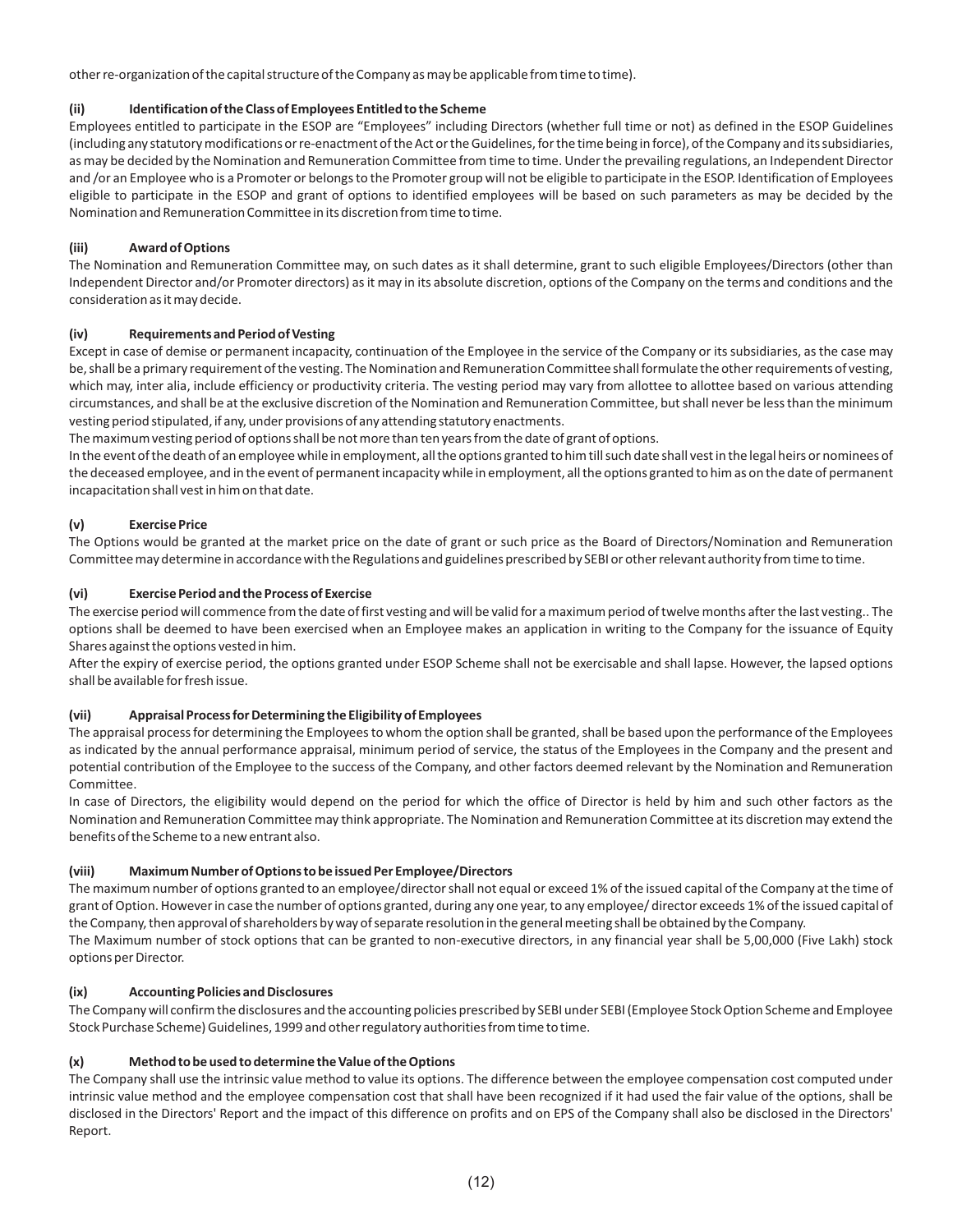other re-organization of the capital structure of the Company as may be applicable from time to time).

**(ii) Identification of the Class of Employees Entitled to the Scheme**

Employees entitled to participate in the ESOP are "Employees" including Directors (whether full time or not) as defined in the ESOP Guidelines (including any statutory modifications or re-enactment of the Act or the Guidelines, for the time being in force), of the Company and its subsidiaries, as may be decided by the Nomination and Remuneration Committee from time to time. Under the prevailing regulations, an Independent Director and /or an Employee who is a Promoter or belongs to the Promoter group will not be eligible to participate in the ESOP. Identification of Employees eligible to participate in the ESOP and grant of options to identified employees will be based on such parameters as may be decided by the Nomination and Remuneration Committee in its discretion from time to time.

**(iii) Award of Options**

The Nomination and Remuneration Committee may, on such dates as it shall determine, grant to such eligible Employees/Directors (other than Independent Director and/or Promoter directors) as it may in its absolute discretion, options of the Company on the terms and conditions and the consideration as it may decide.

**(iv) Requirements and Period of Vesting**

Except in case of demise or permanent incapacity, continuation of the Employee in the service of the Company or its subsidiaries, as the case may be, shall be a primary requirement of the vesting. The Nomination and Remuneration Committee shall formulate the other requirements of vesting, which may, inter alia, include efficiency or productivity criteria. The vesting period may vary from allottee to allottee based on various attending circumstances, and shall be at the exclusive discretion of the Nomination and Remuneration Committee, but shall never be less than the minimum vesting period stipulated, if any, under provisions of any attending statutory enactments.

The maximum vesting period of options shall be not more than ten years from the date of grant of options.

In the event of the death of an employee while in employment, all the options granted to him till such date shall vest in the legal heirs or nominees of the deceased employee, and in the event of permanent incapacity while in employment, all the options granted to him as on the date of permanent incapacitation shall vest in him on that date.

**(v) Exercise Price**

The Options would be granted at the market price on the date of grant or such price as the Board of Directors/Nomination and Remuneration Committee may determine in accordance with the Regulations and guidelines prescribed by SEBI or other relevant authority from time to time.

**(vi) Exercise Period and the Process of Exercise**

The exercise period will commence from the date of first vesting and will be valid for a maximum period of twelve months after the last vesting.. The options shall be deemed to have been exercised when an Employee makes an application in writing to the Company for the issuance of Equity Shares against the options vested in him.

After the expiry of exercise period, the options granted under ESOP Scheme shall not be exercisable and shall lapse. However, the lapsed options shall be available for fresh issue.

**(vii) Appraisal Process for Determining the Eligibility of Employees**

The appraisal process for determining the Employees to whom the option shall be granted, shall be based upon the performance of the Employees as indicated by the annual performance appraisal, minimum period of service, the status of the Employees in the Company and the present and potential contribution of the Employee to the success of the Company, and other factors deemed relevant by the Nomination and Remuneration Committee.

In case of Directors, the eligibility would depend on the period for which the office of Director is held by him and such other factors as the Nomination and Remuneration Committee may think appropriate. The Nomination and Remuneration Committee at its discretion may extend the benefits of the Scheme to a new entrant also.

**(viii) Maximum Number of Options to be issued Per Employee/Directors**

The maximum number of options granted to an employee/director shall not equal or exceed 1% of the issued capital of the Company at the time of grant of Option. However in case the number of options granted, during any one year, to any employee/ director exceeds 1% of the issued capital of the Company, then approval of shareholders by way of separate resolution in the general meeting shall be obtained by the Company.

The Maximum number of stock options that can be granted to non-executive directors, in any financial year shall be 5,00,000 (Five Lakh) stock options per Director.

**(ix) Accounting Policies and Disclosures**

The Company will confirm the disclosures and the accounting policies prescribed by SEBI under SEBI (Employee Stock Option Scheme and Employee Stock Purchase Scheme) Guidelines, 1999 and other regulatory authorities from time to time.

**(x) Method to be used to determine the Value of the Options**

The Company shall use the intrinsic value method to value its options. The difference between the employee compensation cost computed under intrinsic value method and the employee compensation cost that shall have been recognized if it had used the fair value of the options, shall be disclosed in the Directors' Report and the impact of this difference on profits and on EPS of the Company shall also be disclosed in the Directors' Report.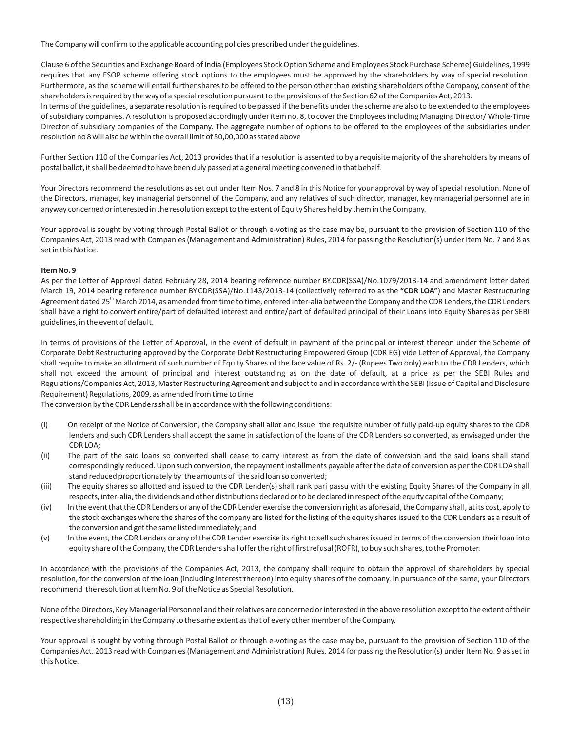The Company will confirm to the applicable accounting policies prescribed under the guidelines.

Clause 6 of the Securities and Exchange Board of India (Employees Stock Option Scheme and Employees Stock Purchase Scheme) Guidelines, 1999 requires that any ESOP scheme offering stock options to the employees must be approved by the shareholders by way of special resolution. Furthermore, as the scheme will entail further shares to be offered to the person other than existing shareholders of the Company, consent of the shareholders is required by the way of a special resolution pursuant to the provisions of the Section 62 of the Companies Act, 2013.

In terms of the guidelines, a separate resolution is required to be passed if the benefits under the scheme are also to be extended to the employees of subsidiary companies. A resolution is proposed accordingly under item no. 8, to cover the Employees including Managing Director/ Whole-Time Director of subsidiary companies of the Company. The aggregate number of options to be offered to the employees of the subsidiaries under resolution no 8 will also be within the overall limit of 50,00,000 as stated above

Further Section 110 of the Companies Act, 2013 provides that if a resolution is assented to by a requisite majority of the shareholders by means of postal ballot, it shall be deemed to have been duly passed at a general meeting convened in that behalf.

Your Directors recommend the resolutions as set out under Item Nos. 7 and 8 in this Notice for your approval by way of special resolution. None of the Directors, manager, key managerial personnel of the Company, and any relatives of such director, manager, key managerial personnel are in anyway concerned or interested in the resolution except to the extent of Equity Shares held by them in the Company.

Your approval is sought by voting through Postal Ballot or through e-voting as the case may be, pursuant to the provision of Section 110 of the Companies Act, 2013 read with Companies (Management and Administration) Rules, 2014 for passing the Resolution(s) under Item No. 7 and 8 as set in this Notice.

**Item No. 9**

As per the Letter of Approval dated February 28, 2014 bearing reference number BY.CDR(SSA)/No.1079/2013-14 and amendment letter dated March 19, 2014 bearing reference number BY.CDR(SSA)/No.1143/2013-14 (collectively referred to as the **"CDR LOA"**) and Master Restructuring Agreement dated 25th March 2014, as amended from time to time, entered inter-alia between the Company and the CDR Lenders, the CDR Lenders shall have a right to convert entire/part of defaulted interest and entire/part of defaulted principal of their Loans into Equity Shares as per SEBI guidelines, in the event of default.

In terms of provisions of the Letter of Approval, in the event of default in payment of the principal or interest thereon under the Scheme of Corporate Debt Restructuring approved by the Corporate Debt Restructuring Empowered Group (CDR EG) vide Letter of Approval, the Company shall require to make an allotment of such number of Equity Shares of the face value of Rs. 2/- (Rupees Two only) each to the CDR Lenders, which shall not exceed the amount of principal and interest outstanding as on the date of default, at a price as per the SEBI Rules and Regulations/Companies Act, 2013, Master Restructuring Agreement and subject to and in accordance with the SEBI (Issue of Capital and Disclosure Requirement) Regulations, 2009, as amended from time to time

The conversion by the CDR Lenders shall be in accordance with the following conditions:

(i) On receipt of the Notice of Conversion, the Company shall allot and issue the requisite number of fully paid-up equity shares to the CDR lenders and such CDR Lenders shall accept the same in satisfaction of the loans of the CDR Lenders so converted, as envisaged under the CDR LOA;

(ii) The part of the said loans so converted shall cease to carry interest as from the date of conversion and the said loans shall stand correspondingly reduced. Upon such conversion, the repayment installments payable after the date of conversion as per the CDR LOA shall stand reduced proportionately by the amounts of the said loan so converted;

(iii) The equity shares so allotted and issued to the CDR Lender(s) shall rank pari passu with the existing Equity Shares of the Company in all respects, inter-alia, the dividends and other distributions declared or to be declared in respect of the equity capital of the Company;

(iv) In the event that the CDR Lenders or any of the CDR Lender exercise the conversion right as aforesaid, the Company shall, at its cost, apply to the stock exchanges where the shares of the company are listed for the listing of the equity shares issued to the CDR Lenders as a result of the conversion and get the same listed immediately; and

(v) In the event, the CDR Lenders or any of the CDR Lender exercise its right to sell such shares issued in terms of the conversion their loan into equity share of the Company, the CDR Lenders shall offer the right of first refusal (ROFR), to buy such shares, to the Promoter.

In accordance with the provisions of the Companies Act, 2013, the company shall require to obtain the approval of shareholders by special resolution, for the conversion of the loan (including interest thereon) into equity shares of the company. In pursuance of the same, your Directors recommend the resolution at Item No. 9 of the Notice as Special Resolution.

None of the Directors, Key Managerial Personnel and their relatives are concerned or interested in the above resolution except to the extent of their respective shareholding in the Company to the same extent as that of every other member of the Company.

Your approval is sought by voting through Postal Ballot or through e-voting as the case may be, pursuant to the provision of Section 110 of the Companies Act, 2013 read with Companies (Management and Administration) Rules, 2014 for passing the Resolution(s) under Item No. 9 as set in this Notice.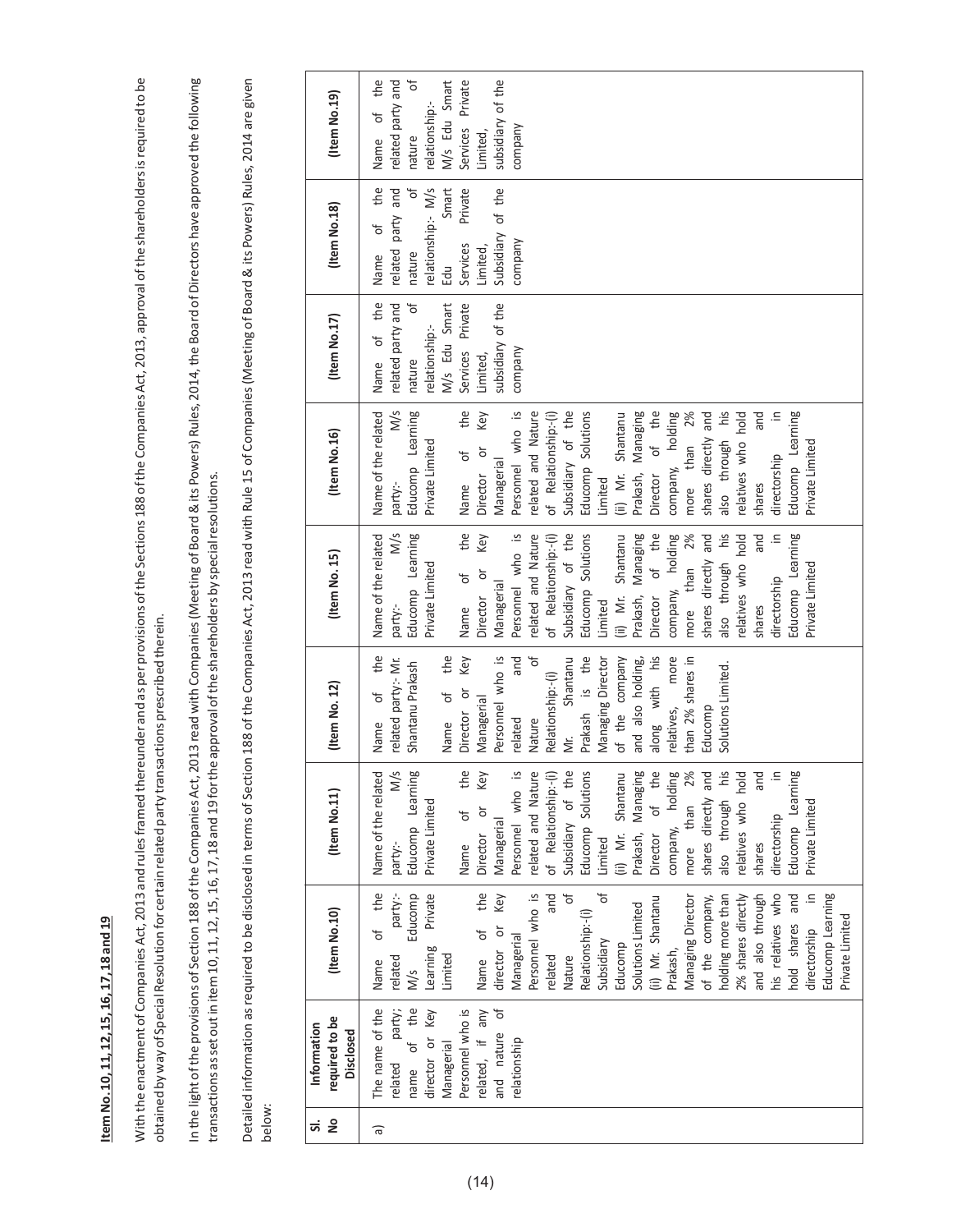**Item No. 10, 11, 12, 15, 16, 17, 18 and 19**

With the enactment of Companies Act, 2013 and rules framed thereunder and as per provisions of the Sections 188 of the Companies Act, 2013, approval of the shareholders is required to be obtained by way of Special Resolution for certain related party transactions prescribed therein.

In the light of the provisions of Section 188 of the Companies Act, 2013 read with Companies (Meeting of Board & its Powers) Rules, 2014, the Board of Directors have approved the following transactions as set out in item 10, 11, 12, 15, 16, 17, 18 and 19 for the approval of the shareholders by special resolutions.

Detailed information as required to be disclosed in terms of Section 188 of the Companies Act, 2013 read with Rule 15 of Companies (Meeting of Board & its Powers) Rules, 2014 are given below:

| Sl. No | Information required to be Disclosed | (Item No.10) | (Item No.11) | (Item No. 12) | (Item No. 15) | (Item No.16) | (Item No.17) | (Item No.18) | (Item No.19) |
|---|---|---|---|---|---|---|---|---|---|
| a) | The name of the related party; name of the director or Key Managerial Personnel who is related, if any and nature of relationship | Name of the related party:- M/s Educomp Learning Private Limited<br><br>Name of the director or Key Managerial Personnel who is related and Nature of Relationship:-(i) Subsidiary of Educomp Solutions Limited<br>(ii) Mr. Shantanu Prakash, Managing Director of the company, holding more than 2% shares directly and also through his relatives who hold shares and directorship in Educomp Learning Private Limited | Name of the related party:- M/s Educomp Learning Private Limited<br><br>Name of the Director or Key Managerial Personnel who is related and Nature of Relationship:-(i) Subsidiary of the Educomp Solutions Limited<br>(ii) Mr. Shantanu Prakash, Managing Director of the company, holding more than 2% shares directly and also through his relatives who hold shares and directorship in Educomp Learning Private Limited | Name of the related party:- Mr. Shantanu Prakash<br><br>Name of the Director or Key Managerial Personnel who is related and Nature of Relationship:-(i) Mr. Shantanu Prakash is the Managing Director of the company and also holding, along with his relatives, more than 2% shares in Educomp Solutions Limited. | Name of the related party:- M/s Educomp Learning Private Limited<br><br>Name of the Director or Key Managerial Personnel who is related and Nature of Relationship:-(i) Subsidiary of the Educomp Solutions Limited<br>(ii) Mr. Shantanu Prakash, Managing Director of the company, holding more than 2% shares directly and also through his relatives who hold shares and directorship in Educomp Learning Private Limited | Name of the related party:- M/s Educomp Learning Private Limited<br><br>Name of the Director or Key Managerial Personnel who is related and Nature of Relationship:-(i) Subsidiary of the Educomp Solutions Limited<br>(ii) Mr. Shantanu Prakash, Managing Director of the company, holding more than 2% shares directly and also through his relatives who hold shares and directorship in Educomp Learning Private Limited | Name of the related party and nature of relationship:- M/s Edu Smart Services Private Limited, subsidiary of the company | Name of the related party and nature of relationship:- M/s Edu Smart Services Private Limited, Subsidiary of the company | Name of the related party and nature of relationship:- M/s Edu Smart Services Private Limited, subsidiary of the company |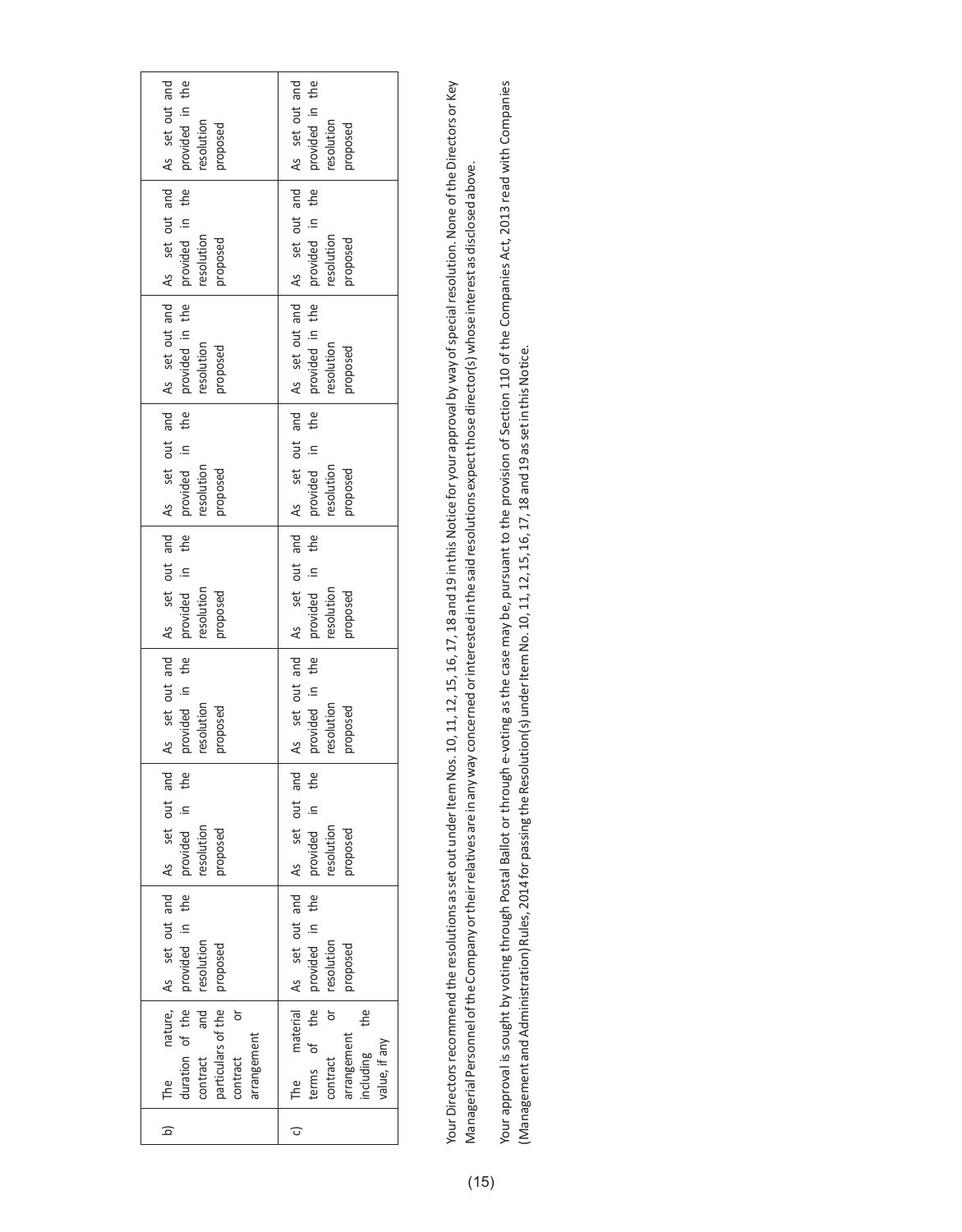| b) | The nature, duration of the contract and particulars of the contract or arrangement | As set out and provided in the resolution proposed | As set out and provided in the resolution proposed | As set out and provided in the resolution proposed | As set out and provided in the resolution proposed | As set out and provided in the resolution proposed | As set out and provided in the resolution proposed | As set out and provided in the resolution proposed | As set out and provided in the resolution proposed |
|---|---|---|---|---|---|---|---|---|---|
| c) | The material terms of the contract or arrangement including the value, if any | As set out and provided in the resolution proposed | As set out and provided in the resolution proposed | As set out and provided in the resolution proposed | As set out and provided in the resolution proposed | As set out and provided in the resolution proposed | As set out and provided in the resolution proposed | As set out and provided in the resolution proposed | As set out and provided in the resolution proposed |

Your Directors recommend the resolutions as set out under Item Nos. 10, 11, 12, 15, 16, 17, 18 and 19 in this Notice for your approval by way of special resolution. None of the Directors or Key Managerial Personnel of the Company or their relatives are in any way concerned or interested in the said resolutions expect those director(s) whose interest as disclosed above.

Your approval is sought by voting through Postal Ballot or through e-voting as the case may be, pursuant to the provision of Section 110 of the Companies Act, 2013 read with Companies (Management and Administration) Rules, 2014 for passing the Resolution(s) under Item No. 10, 11, 12, 15, 16, 17, 18 and 19 as set in this Notice.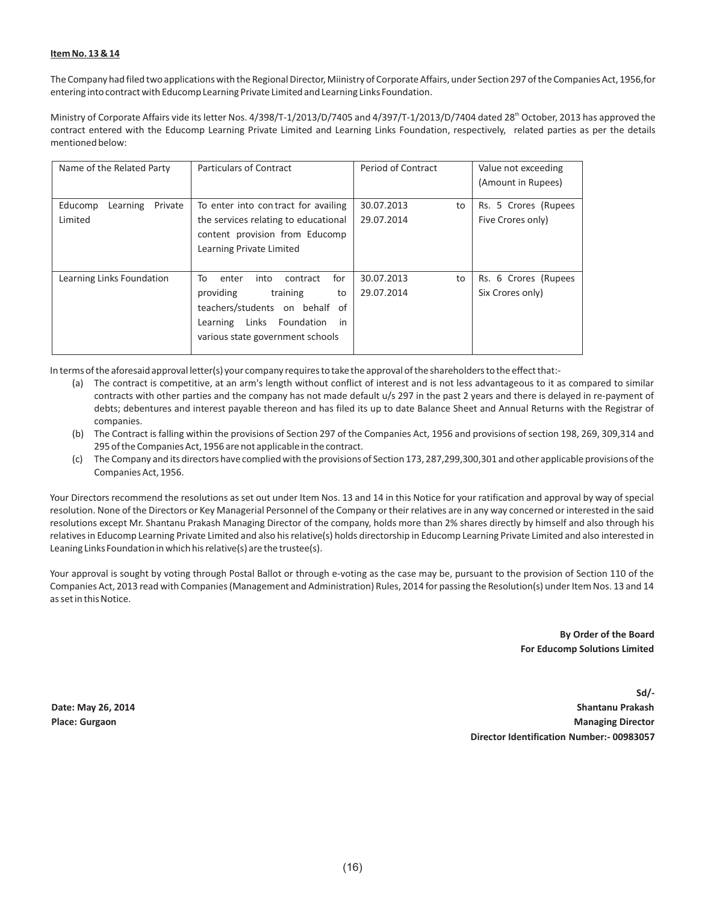**Item No. 13 & 14**

The Company had filed two applications with the Regional Director, Miinistry of Corporate Affairs, under Section 297 of the Companies Act, 1956,for entering into contract with Educomp Learning Private Limited and Learning Links Foundation.

Ministry of Corporate Affairs vide its letter Nos. 4/398/T-1/2013/D/7405 and 4/397/T-1/2013/D/7404 dated 28th October, 2013 has approved the contract entered with the Educomp Learning Private Limited and Learning Links Foundation, respectively, related parties as per the details mentioned below:

| Name of the Related Party | Particulars of Contract | Period of Contract | Value not exceeding (Amount in Rupees) |
|---|---|---|---|
| Educomp Learning Private Limited | To enter into contract for availing the services relating to educational content provision from Educomp Learning Private Limited | 30.07.2013 to 29.07.2014 | Rs. 5 Crores (Rupees Five Crores only) |
| Learning Links Foundation | To enter into contract for providing training to teachers/students on behalf of Learning Links Foundation in various state government schools | 30.07.2013 to 29.07.2014 | Rs. 6 Crores (Rupees Six Crores only) |

In terms of the aforesaid approval letter(s) your company requires to take the approval of the shareholders to the effect that:-

(a) The contract is competitive, at an arm's length without conflict of interest and is not less advantageous to it as compared to similar contracts with other parties and the company has not made default u/s 297 in the past 2 years and there is delayed in re-payment of debts; debentures and interest payable thereon and has filed its up to date Balance Sheet and Annual Returns with the Registrar of companies.

(b) The Contract is falling within the provisions of Section 297 of the Companies Act, 1956 and provisions of section 198, 269, 309,314 and 295 of the Companies Act, 1956 are not applicable in the contract.

(c) The Company and its directors have complied with the provisions of Section 173, 287,299,300,301 and other applicable provisions of the Companies Act, 1956.

Your Directors recommend the resolutions as set out under Item Nos. 13 and 14 in this Notice for your ratification and approval by way of special resolution. None of the Directors or Key Managerial Personnel of the Company or their relatives are in any way concerned or interested in the said resolutions except Mr. Shantanu Prakash Managing Director of the company, holds more than 2% shares directly by himself and also through his relatives in Educomp Learning Private Limited and also his relative(s) holds directorship in Educomp Learning Private Limited and also interested in Leaning Links Foundation in which his relative(s) are the trustee(s).

Your approval is sought by voting through Postal Ballot or through e-voting as the case may be, pursuant to the provision of Section 110 of the Companies Act, 2013 read with Companies (Management and Administration) Rules, 2014 for passing the Resolution(s) under Item Nos. 13 and 14 as set in this Notice.

**By Order of the Board**
**For Educomp Solutions Limited**

**Sd/-**
**Shantanu Prakash**
**Managing Director**
**Director Identification Number:- 00983057**

**Date: May 26, 2014**
**Place: Gurgaon**